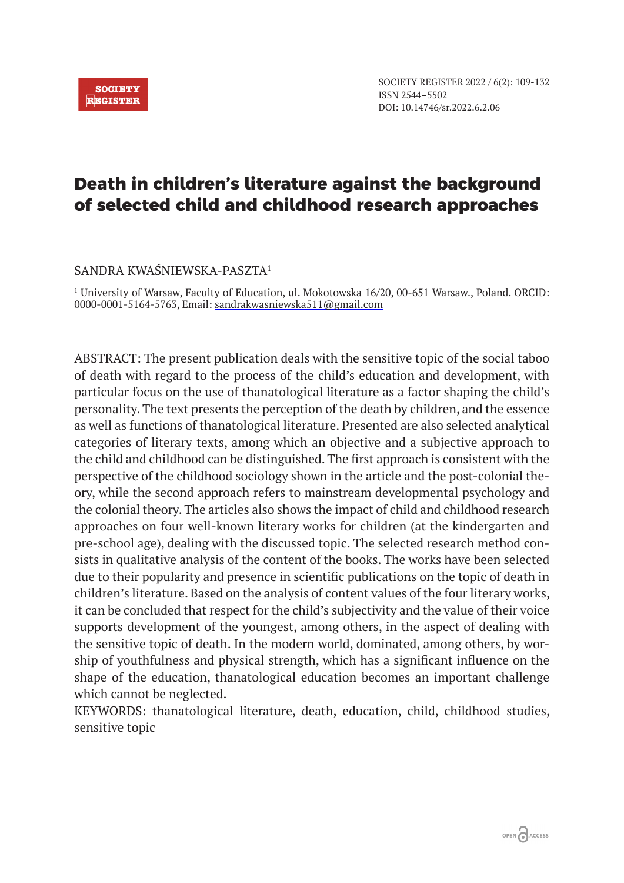# Death in children's literature against the background of selected child and childhood research approaches

SANDRA KWAŚNIEWSKA-PASZTA[1]

[1] University of Warsaw, Faculty of Education, ul. Mokotowska 16/20, 00-651 Warsaw., Poland. ORCID: 0000-0001-5164-5763, Email: sandrakwasniewska511@gmail.com

ABSTRACT: The present publication deals with the sensitive topic of the social taboo of death with regard to the process of the child's education and development, with particular focus on the use of thanatological literature as a factor shaping the child's personality. The text presents the perception of the death by children, and the essence as well as functions of thanatological literature. Presented are also selected analytical categories of literary texts, among which an objective and a subjective approach to the child and childhood can be distinguished. The first approach is consistent with the perspective of the childhood sociology shown in the article and the post-colonial theory, while the second approach refers to mainstream developmental psychology and the colonial theory. The articles also shows the impact of child and childhood research approaches on four well-known literary works for children (at the kindergarten and pre-school age), dealing with the discussed topic. The selected research method consists in qualitative analysis of the content of the books. The works have been selected due to their popularity and presence in scientific publications on the topic of death in children's literature. Based on the analysis of content values of the four literary works, it can be concluded that respect for the child's subjectivity and the value of their voice supports development of the youngest, among others, in the aspect of dealing with the sensitive topic of death. In the modern world, dominated, among others, by worship of youthfulness and physical strength, which has a significant influence on the shape of the education, thanatological education becomes an important challenge which cannot be neglected.

KEYWORDS: thanatological literature, death, education, child, childhood studies, sensitive topic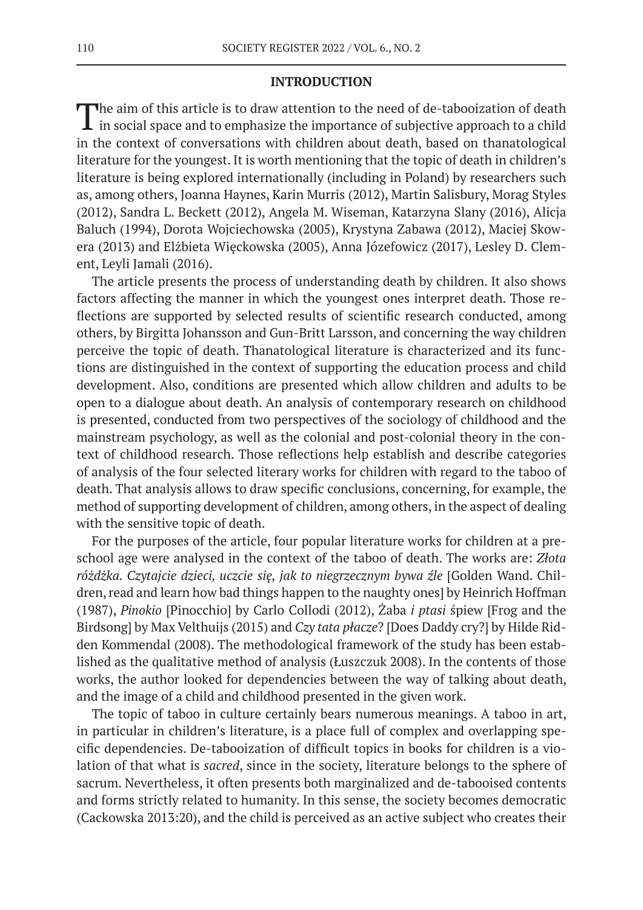## INTRODUCTION

The aim of this article is to draw attention to the need of de-tabooization of death in social space and to emphasize the importance of subjective approach to a child in the context of conversations with children about death, based on thanatological literature for the youngest. It is worth mentioning that the topic of death in children's literature is being explored internationally (including in Poland) by researchers such as, among others, Joanna Haynes, Karin Murris (2012), Martin Salisbury, Morag Styles (2012), Sandra L. Beckett (2012), Angela M. Wiseman, Katarzyna Slany (2016), Alicja Baluch (1994), Dorota Wojciechowska (2005), Krystyna Zabawa (2012), Maciej Skowera (2013) and Elżbieta Więckowska (2005), Anna Józefowicz (2017), Lesley D. Clement, Leyli Jamali (2016).

The article presents the process of understanding death by children. It also shows factors affecting the manner in which the youngest ones interpret death. Those reflections are supported by selected results of scientific research conducted, among others, by Birgitta Johansson and Gun-Britt Larsson, and concerning the way children perceive the topic of death. Thanatological literature is characterized and its functions are distinguished in the context of supporting the education process and child development. Also, conditions are presented which allow children and adults to be open to a dialogue about death. An analysis of contemporary research on childhood is presented, conducted from two perspectives of the sociology of childhood and the mainstream psychology, as well as the colonial and post-colonial theory in the context of childhood research. Those reflections help establish and describe categories of analysis of the four selected literary works for children with regard to the taboo of death. That analysis allows to draw specific conclusions, concerning, for example, the method of supporting development of children, among others, in the aspect of dealing with the sensitive topic of death.

For the purposes of the article, four popular literature works for children at a preschool age were analysed in the context of the taboo of death. The works are: *Złota różdżka. Czytajcie dzieci, uczcie się, jak to niegrzecznym bywa źle* [Golden Wand. Children, read and learn how bad things happen to the naughty ones] by Heinrich Hoffman (1987), *Pinokio* [Pinocchio] by Carlo Collodi (2012), Żaba *i ptasi* śpiew [Frog and the Birdsong] by Max Velthuijs (2015) and *Czy tata płacze*? [Does Daddy cry?] by Hilde Ridden Kommendal (2008). The methodological framework of the study has been established as the qualitative method of analysis (Łuszczuk 2008). In the contents of those works, the author looked for dependencies between the way of talking about death, and the image of a child and childhood presented in the given work.

The topic of taboo in culture certainly bears numerous meanings. A taboo in art, in particular in children's literature, is a place full of complex and overlapping specific dependencies. De-tabooization of difficult topics in books for children is a violation of that what is *sacred*, since in the society, literature belongs to the sphere of sacrum. Nevertheless, it often presents both marginalized and de-tabooised contents and forms strictly related to humanity. In this sense, the society becomes democratic (Cackowska 2013:20), and the child is perceived as an active subject who creates their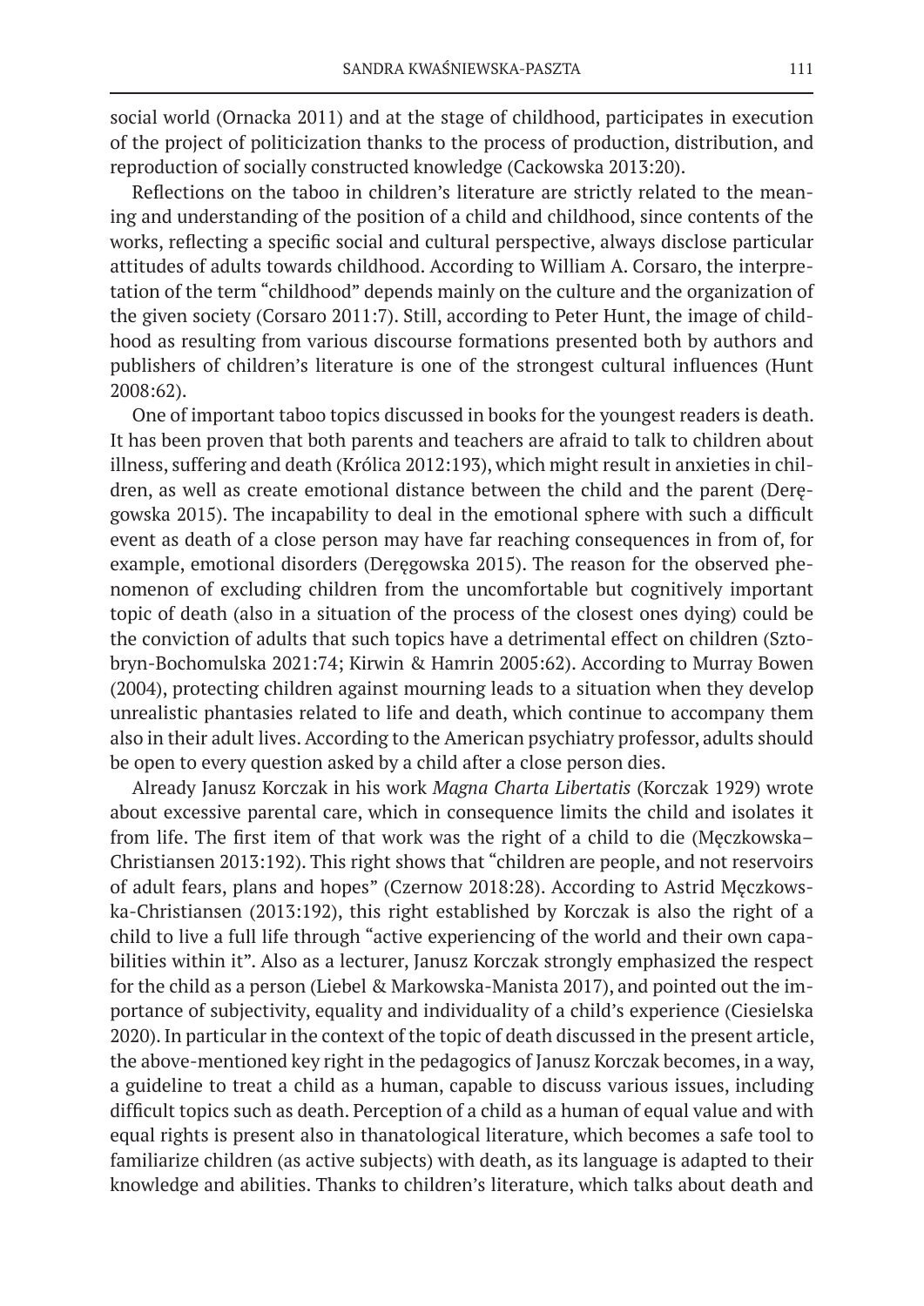social world (Ornacka 2011) and at the stage of childhood, participates in execution of the project of politicization thanks to the process of production, distribution, and reproduction of socially constructed knowledge (Cackowska 2013:20).

Reflections on the taboo in children's literature are strictly related to the meaning and understanding of the position of a child and childhood, since contents of the works, reflecting a specific social and cultural perspective, always disclose particular attitudes of adults towards childhood. According to William A. Corsaro, the interpretation of the term "childhood" depends mainly on the culture and the organization of the given society (Corsaro 2011:7). Still, according to Peter Hunt, the image of childhood as resulting from various discourse formations presented both by authors and publishers of children's literature is one of the strongest cultural influences (Hunt 2008:62).

One of important taboo topics discussed in books for the youngest readers is death. It has been proven that both parents and teachers are afraid to talk to children about illness, suffering and death (Królica 2012:193), which might result in anxieties in children, as well as create emotional distance between the child and the parent (Deręgowska 2015). The incapability to deal in the emotional sphere with such a difficult event as death of a close person may have far reaching consequences in from of, for example, emotional disorders (Deręgowska 2015). The reason for the observed phenomenon of excluding children from the uncomfortable but cognitively important topic of death (also in a situation of the process of the closest ones dying) could be the conviction of adults that such topics have a detrimental effect on children (Sztobryn-Bochomulska 2021:74; Kirwin & Hamrin 2005:62). According to Murray Bowen (2004), protecting children against mourning leads to a situation when they develop unrealistic phantasies related to life and death, which continue to accompany them also in their adult lives. According to the American psychiatry professor, adults should be open to every question asked by a child after a close person dies.

Already Janusz Korczak in his work *Magna Charta Libertatis* (Korczak 1929) wrote about excessive parental care, which in consequence limits the child and isolates it from life. The first item of that work was the right of a child to die (Męczkowska–Christiansen 2013:192). This right shows that "children are people, and not reservoirs of adult fears, plans and hopes" (Czernow 2018:28). According to Astrid Męczkowska-Christiansen (2013:192), this right established by Korczak is also the right of a child to live a full life through "active experiencing of the world and their own capabilities within it". Also as a lecturer, Janusz Korczak strongly emphasized the respect for the child as a person (Liebel & Markowska-Manista 2017), and pointed out the importance of subjectivity, equality and individuality of a child's experience (Ciesielska 2020). In particular in the context of the topic of death discussed in the present article, the above-mentioned key right in the pedagogics of Janusz Korczak becomes, in a way, a guideline to treat a child as a human, capable to discuss various issues, including difficult topics such as death. Perception of a child as a human of equal value and with equal rights is present also in thanatological literature, which becomes a safe tool to familiarize children (as active subjects) with death, as its language is adapted to their knowledge and abilities. Thanks to children's literature, which talks about death and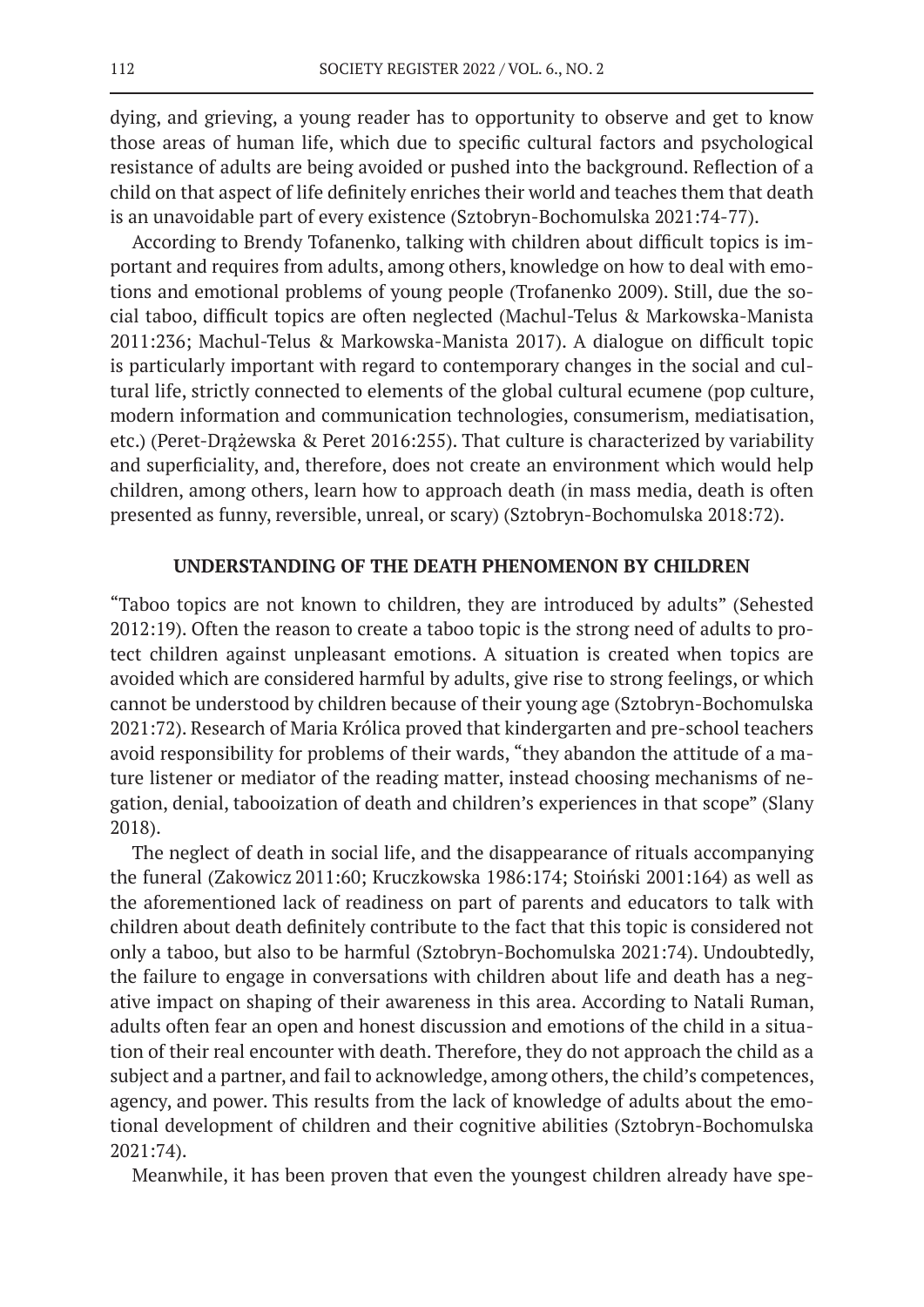dying, and grieving, a young reader has to opportunity to observe and get to know those areas of human life, which due to specific cultural factors and psychological resistance of adults are being avoided or pushed into the background. Reflection of a child on that aspect of life definitely enriches their world and teaches them that death is an unavoidable part of every existence (Sztobryn-Bochomulska 2021:74-77).

According to Brendy Tofanenko, talking with children about difficult topics is important and requires from adults, among others, knowledge on how to deal with emotions and emotional problems of young people (Trofanenko 2009). Still, due the social taboo, difficult topics are often neglected (Machul-Telus & Markowska-Manista 2011:236; Machul-Telus & Markowska-Manista 2017). A dialogue on difficult topic is particularly important with regard to contemporary changes in the social and cultural life, strictly connected to elements of the global cultural ecumene (pop culture, modern information and communication technologies, consumerism, mediatisation, etc.) (Peret-Drążewska & Peret 2016:255). That culture is characterized by variability and superficiality, and, therefore, does not create an environment which would help children, among others, learn how to approach death (in mass media, death is often presented as funny, reversible, unreal, or scary) (Sztobryn-Bochomulska 2018:72).

## UNDERSTANDING OF THE DEATH PHENOMENON BY CHILDREN

"Taboo topics are not known to children, they are introduced by adults" (Sehested 2012:19). Often the reason to create a taboo topic is the strong need of adults to protect children against unpleasant emotions. A situation is created when topics are avoided which are considered harmful by adults, give rise to strong feelings, or which cannot be understood by children because of their young age (Sztobryn-Bochomulska 2021:72). Research of Maria Królica proved that kindergarten and pre-school teachers avoid responsibility for problems of their wards, "they abandon the attitude of a mature listener or mediator of the reading matter, instead choosing mechanisms of negation, denial, tabooization of death and children's experiences in that scope" (Slany 2018).

The neglect of death in social life, and the disappearance of rituals accompanying the funeral (Zakowicz 2011:60; Kruczkowska 1986:174; Stoiński 2001:164) as well as the aforementioned lack of readiness on part of parents and educators to talk with children about death definitely contribute to the fact that this topic is considered not only a taboo, but also to be harmful (Sztobryn-Bochomulska 2021:74). Undoubtedly, the failure to engage in conversations with children about life and death has a negative impact on shaping of their awareness in this area. According to Natali Ruman, adults often fear an open and honest discussion and emotions of the child in a situation of their real encounter with death. Therefore, they do not approach the child as a subject and a partner, and fail to acknowledge, among others, the child's competences, agency, and power. This results from the lack of knowledge of adults about the emotional development of children and their cognitive abilities (Sztobryn-Bochomulska 2021:74).

Meanwhile, it has been proven that even the youngest children already have spe-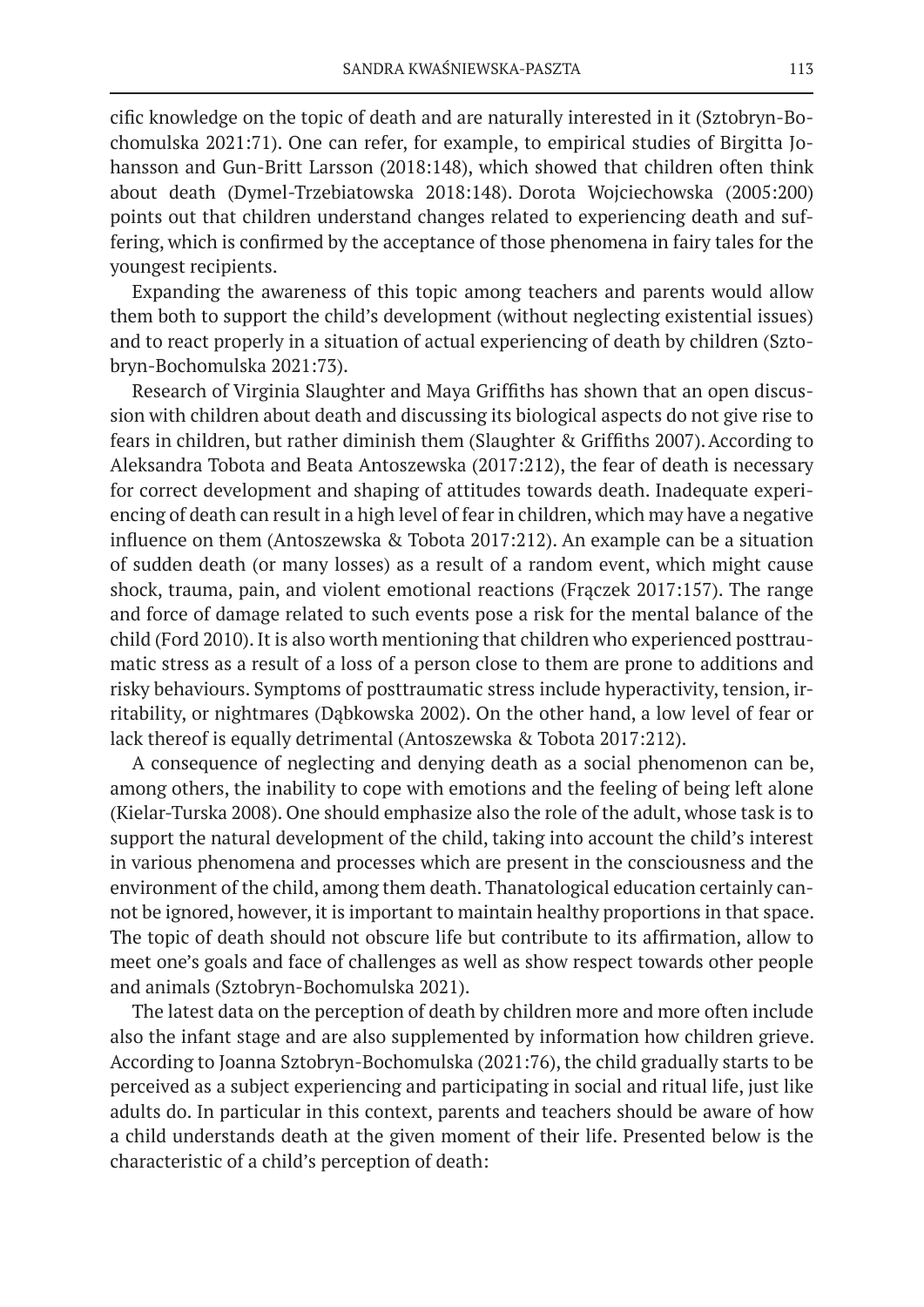cific knowledge on the topic of death and are naturally interested in it (Sztobryn-Bochomulska 2021:71). One can refer, for example, to empirical studies of Birgitta Johansson and Gun-Britt Larsson (2018:148), which showed that children often think about death (Dymel-Trzebiatowska 2018:148). Dorota Wojciechowska (2005:200) points out that children understand changes related to experiencing death and suffering, which is confirmed by the acceptance of those phenomena in fairy tales for the youngest recipients.

Expanding the awareness of this topic among teachers and parents would allow them both to support the child's development (without neglecting existential issues) and to react properly in a situation of actual experiencing of death by children (Sztobryn-Bochomulska 2021:73).

Research of Virginia Slaughter and Maya Griffiths has shown that an open discussion with children about death and discussing its biological aspects do not give rise to fears in children, but rather diminish them (Slaughter & Griffiths 2007). According to Aleksandra Tobota and Beata Antoszewska (2017:212), the fear of death is necessary for correct development and shaping of attitudes towards death. Inadequate experiencing of death can result in a high level of fear in children, which may have a negative influence on them (Antoszewska & Tobota 2017:212). An example can be a situation of sudden death (or many losses) as a result of a random event, which might cause shock, trauma, pain, and violent emotional reactions (Frączek 2017:157). The range and force of damage related to such events pose a risk for the mental balance of the child (Ford 2010). It is also worth mentioning that children who experienced posttraumatic stress as a result of a loss of a person close to them are prone to additions and risky behaviours. Symptoms of posttraumatic stress include hyperactivity, tension, irritability, or nightmares (Dąbkowska 2002). On the other hand, a low level of fear or lack thereof is equally detrimental (Antoszewska & Tobota 2017:212).

A consequence of neglecting and denying death as a social phenomenon can be, among others, the inability to cope with emotions and the feeling of being left alone (Kielar-Turska 2008). One should emphasize also the role of the adult, whose task is to support the natural development of the child, taking into account the child's interest in various phenomena and processes which are present in the consciousness and the environment of the child, among them death. Thanatological education certainly cannot be ignored, however, it is important to maintain healthy proportions in that space. The topic of death should not obscure life but contribute to its affirmation, allow to meet one's goals and face of challenges as well as show respect towards other people and animals (Sztobryn-Bochomulska 2021).

The latest data on the perception of death by children more and more often include also the infant stage and are also supplemented by information how children grieve. According to Joanna Sztobryn-Bochomulska (2021:76), the child gradually starts to be perceived as a subject experiencing and participating in social and ritual life, just like adults do. In particular in this context, parents and teachers should be aware of how a child understands death at the given moment of their life. Presented below is the characteristic of a child's perception of death: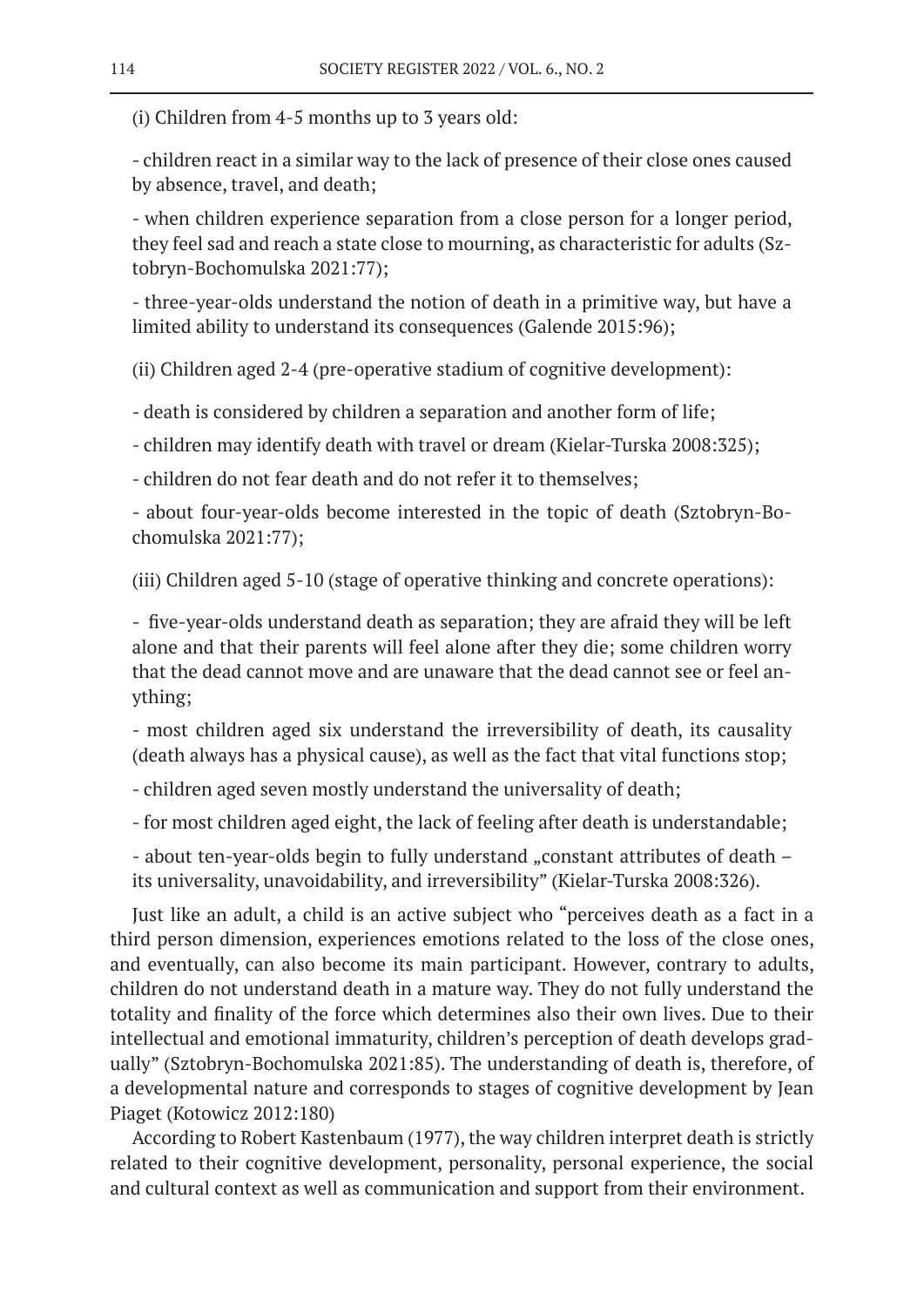(i) Children from 4-5 months up to 3 years old:

- children react in a similar way to the lack of presence of their close ones caused by absence, travel, and death;

- when children experience separation from a close person for a longer period, they feel sad and reach a state close to mourning, as characteristic for adults (Sztobryn-Bochomulska 2021:77);

- three-year-olds understand the notion of death in a primitive way, but have a limited ability to understand its consequences (Galende 2015:96);

(ii) Children aged 2-4 (pre-operative stadium of cognitive development):

- death is considered by children a separation and another form of life;

- children may identify death with travel or dream (Kielar-Turska 2008:325);

- children do not fear death and do not refer it to themselves;

- about four-year-olds become interested in the topic of death (Sztobryn-Bochomulska 2021:77);

(iii) Children aged 5-10 (stage of operative thinking and concrete operations):

- five-year-olds understand death as separation; they are afraid they will be left alone and that their parents will feel alone after they die; some children worry that the dead cannot move and are unaware that the dead cannot see or feel anything;

- most children aged six understand the irreversibility of death, its causality (death always has a physical cause), as well as the fact that vital functions stop;

- children aged seven mostly understand the universality of death;

- for most children aged eight, the lack of feeling after death is understandable;

- about ten-year-olds begin to fully understand „constant attributes of death – its universality, unavoidability, and irreversibility" (Kielar-Turska 2008:326).

Just like an adult, a child is an active subject who "perceives death as a fact in a third person dimension, experiences emotions related to the loss of the close ones, and eventually, can also become its main participant. However, contrary to adults, children do not understand death in a mature way. They do not fully understand the totality and finality of the force which determines also their own lives. Due to their intellectual and emotional immaturity, children's perception of death develops gradually" (Sztobryn-Bochomulska 2021:85). The understanding of death is, therefore, of a developmental nature and corresponds to stages of cognitive development by Jean Piaget (Kotowicz 2012:180)

According to Robert Kastenbaum (1977), the way children interpret death is strictly related to their cognitive development, personality, personal experience, the social and cultural context as well as communication and support from their environment.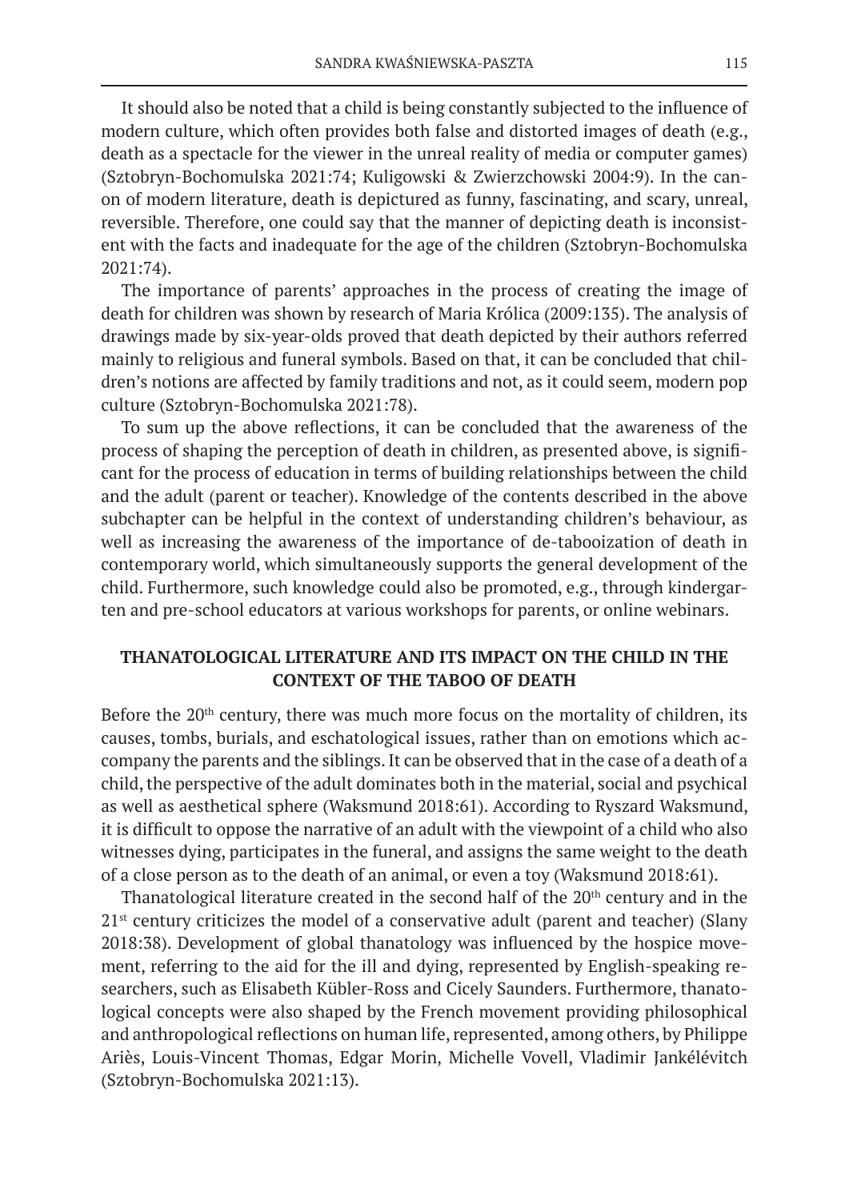It should also be noted that a child is being constantly subjected to the influence of modern culture, which often provides both false and distorted images of death (e.g., death as a spectacle for the viewer in the unreal reality of media or computer games) (Sztobryn-Bochomulska 2021:74; Kuligowski & Zwierzchowski 2004:9). In the canon of modern literature, death is depictured as funny, fascinating, and scary, unreal, reversible. Therefore, one could say that the manner of depicting death is inconsistent with the facts and inadequate for the age of the children (Sztobryn-Bochomulska 2021:74).

The importance of parents' approaches in the process of creating the image of death for children was shown by research of Maria Królica (2009:135). The analysis of drawings made by six-year-olds proved that death depicted by their authors referred mainly to religious and funeral symbols. Based on that, it can be concluded that children's notions are affected by family traditions and not, as it could seem, modern pop culture (Sztobryn-Bochomulska 2021:78).

To sum up the above reflections, it can be concluded that the awareness of the process of shaping the perception of death in children, as presented above, is significant for the process of education in terms of building relationships between the child and the adult (parent or teacher). Knowledge of the contents described in the above subchapter can be helpful in the context of understanding children's behaviour, as well as increasing the awareness of the importance of de-tabooization of death in contemporary world, which simultaneously supports the general development of the child. Furthermore, such knowledge could also be promoted, e.g., through kindergarten and pre-school educators at various workshops for parents, or online webinars.

## THANATOLOGICAL LITERATURE AND ITS IMPACT ON THE CHILD IN THE CONTEXT OF THE TABOO OF DEATH

Before the 20th century, there was much more focus on the mortality of children, its causes, tombs, burials, and eschatological issues, rather than on emotions which accompany the parents and the siblings. It can be observed that in the case of a death of a child, the perspective of the adult dominates both in the material, social and psychical as well as aesthetical sphere (Waksmund 2018:61). According to Ryszard Waksmund, it is difficult to oppose the narrative of an adult with the viewpoint of a child who also witnesses dying, participates in the funeral, and assigns the same weight to the death of a close person as to the death of an animal, or even a toy (Waksmund 2018:61).

Thanatological literature created in the second half of the 20th century and in the 21st century criticizes the model of a conservative adult (parent and teacher) (Slany 2018:38). Development of global thanatology was influenced by the hospice movement, referring to the aid for the ill and dying, represented by English-speaking researchers, such as Elisabeth Kübler-Ross and Cicely Saunders. Furthermore, thanatological concepts were also shaped by the French movement providing philosophical and anthropological reflections on human life, represented, among others, by Philippe Ariès, Louis-Vincent Thomas, Edgar Morin, Michelle Vovell, Vladimir Jankélévitch (Sztobryn-Bochomulska 2021:13).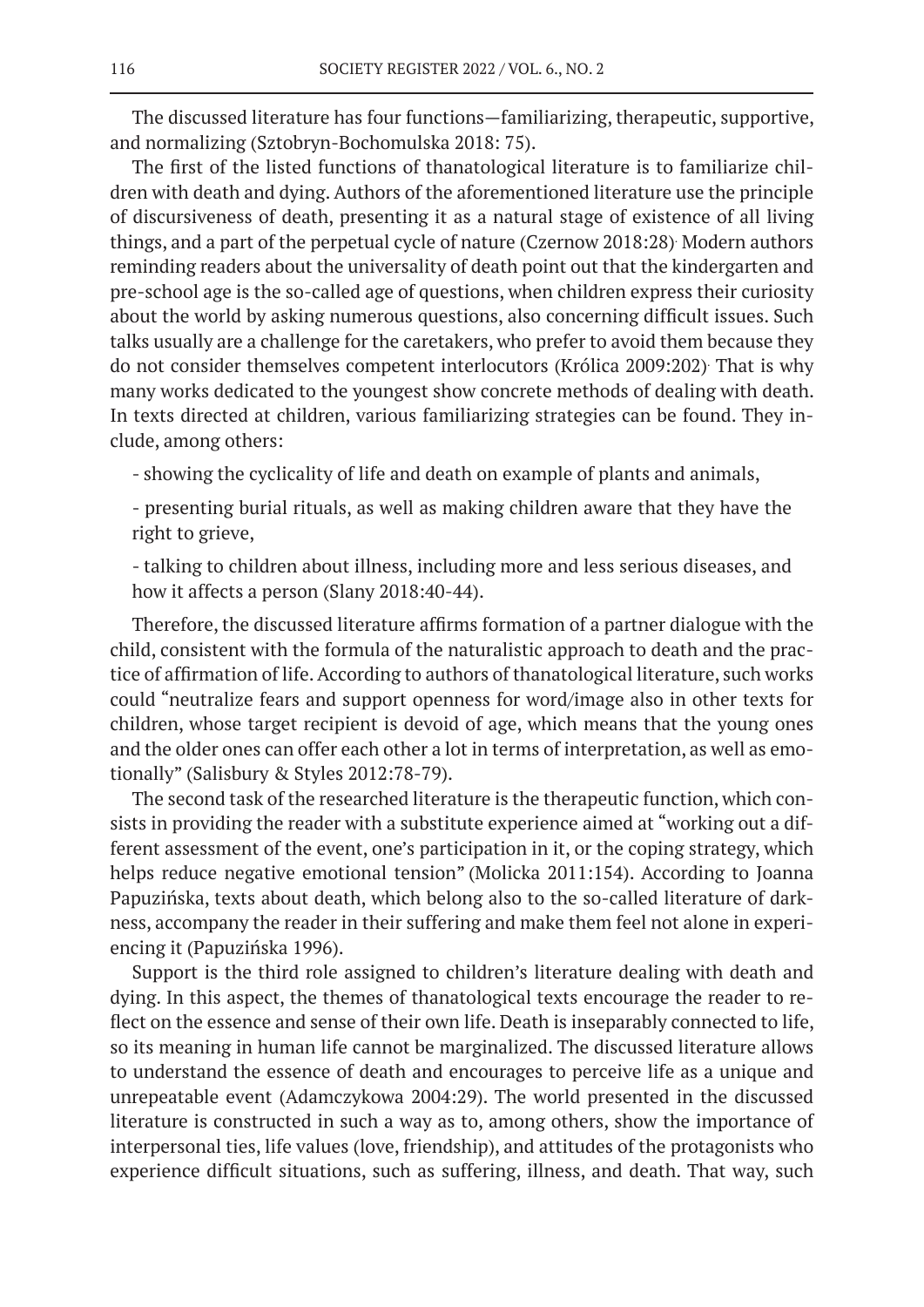The discussed literature has four functions—familiarizing, therapeutic, supportive, and normalizing (Sztobryn-Bochomulska 2018: 75).

The first of the listed functions of thanatological literature is to familiarize children with death and dying. Authors of the aforementioned literature use the principle of discursiveness of death, presenting it as a natural stage of existence of all living things, and a part of the perpetual cycle of nature (Czernow 2018:28). Modern authors reminding readers about the universality of death point out that the kindergarten and pre-school age is the so-called age of questions, when children express their curiosity about the world by asking numerous questions, also concerning difficult issues. Such talks usually are a challenge for the caretakers, who prefer to avoid them because they do not consider themselves competent interlocutors (Królica 2009:202). That is why many works dedicated to the youngest show concrete methods of dealing with death. In texts directed at children, various familiarizing strategies can be found. They include, among others:

- showing the cyclicality of life and death on example of plants and animals,
- presenting burial rituals, as well as making children aware that they have the right to grieve,
- talking to children about illness, including more and less serious diseases, and how it affects a person (Slany 2018:40-44).

Therefore, the discussed literature affirms formation of a partner dialogue with the child, consistent with the formula of the naturalistic approach to death and the practice of affirmation of life. According to authors of thanatological literature, such works could "neutralize fears and support openness for word/image also in other texts for children, whose target recipient is devoid of age, which means that the young ones and the older ones can offer each other a lot in terms of interpretation, as well as emotionally" (Salisbury & Styles 2012:78-79).

The second task of the researched literature is the therapeutic function, which consists in providing the reader with a substitute experience aimed at "working out a different assessment of the event, one's participation in it, or the coping strategy, which helps reduce negative emotional tension" (Molicka 2011:154). According to Joanna Papuzińska, texts about death, which belong also to the so-called literature of darkness, accompany the reader in their suffering and make them feel not alone in experiencing it (Papuzińska 1996).

Support is the third role assigned to children's literature dealing with death and dying. In this aspect, the themes of thanatological texts encourage the reader to reflect on the essence and sense of their own life. Death is inseparably connected to life, so its meaning in human life cannot be marginalized. The discussed literature allows to understand the essence of death and encourages to perceive life as a unique and unrepeatable event (Adamczykowa 2004:29). The world presented in the discussed literature is constructed in such a way as to, among others, show the importance of interpersonal ties, life values (love, friendship), and attitudes of the protagonists who experience difficult situations, such as suffering, illness, and death. That way, such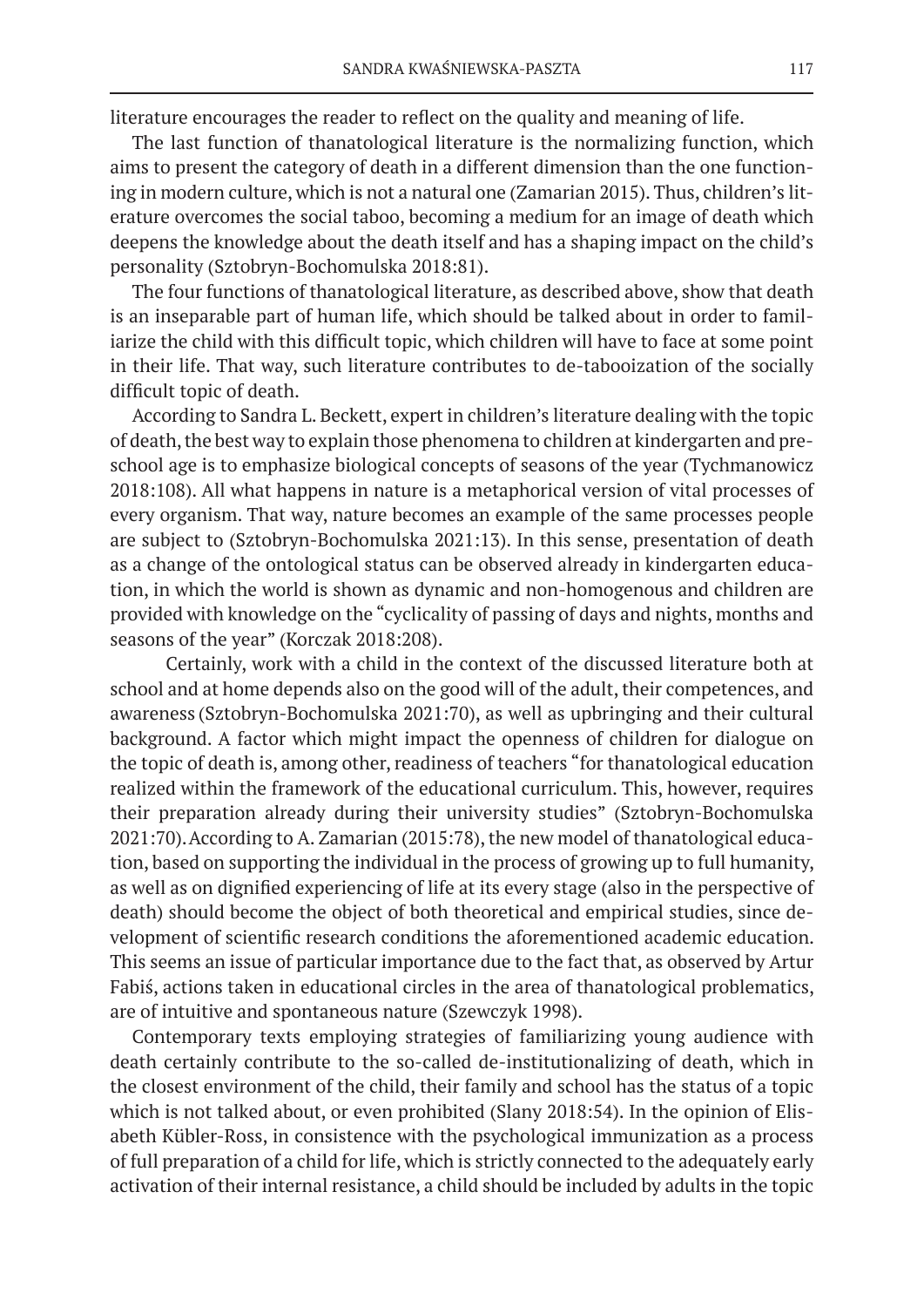literature encourages the reader to reflect on the quality and meaning of life.

The last function of thanatological literature is the normalizing function, which aims to present the category of death in a different dimension than the one functioning in modern culture, which is not a natural one (Zamarian 2015). Thus, children's literature overcomes the social taboo, becoming a medium for an image of death which deepens the knowledge about the death itself and has a shaping impact on the child's personality (Sztobryn-Bochomulska 2018:81).

The four functions of thanatological literature, as described above, show that death is an inseparable part of human life, which should be talked about in order to familiarize the child with this difficult topic, which children will have to face at some point in their life. That way, such literature contributes to de-tabooization of the socially difficult topic of death.

According to Sandra L. Beckett, expert in children's literature dealing with the topic of death, the best way to explain those phenomena to children at kindergarten and preschool age is to emphasize biological concepts of seasons of the year (Tychmanowicz 2018:108). All what happens in nature is a metaphorical version of vital processes of every organism. That way, nature becomes an example of the same processes people are subject to (Sztobryn-Bochomulska 2021:13). In this sense, presentation of death as a change of the ontological status can be observed already in kindergarten education, in which the world is shown as dynamic and non-homogenous and children are provided with knowledge on the "cyclicality of passing of days and nights, months and seasons of the year" (Korczak 2018:208).

Certainly, work with a child in the context of the discussed literature both at school and at home depends also on the good will of the adult, their competences, and awareness (Sztobryn-Bochomulska 2021:70), as well as upbringing and their cultural background. A factor which might impact the openness of children for dialogue on the topic of death is, among other, readiness of teachers "for thanatological education realized within the framework of the educational curriculum. This, however, requires their preparation already during their university studies" (Sztobryn-Bochomulska 2021:70). According to A. Zamarian (2015:78), the new model of thanatological education, based on supporting the individual in the process of growing up to full humanity, as well as on dignified experiencing of life at its every stage (also in the perspective of death) should become the object of both theoretical and empirical studies, since development of scientific research conditions the aforementioned academic education. This seems an issue of particular importance due to the fact that, as observed by Artur Fabiś, actions taken in educational circles in the area of thanatological problematics, are of intuitive and spontaneous nature (Szewczyk 1998).

Contemporary texts employing strategies of familiarizing young audience with death certainly contribute to the so-called de-institutionalizing of death, which in the closest environment of the child, their family and school has the status of a topic which is not talked about, or even prohibited (Slany 2018:54). In the opinion of Elisabeth Kübler-Ross, in consistence with the psychological immunization as a process of full preparation of a child for life, which is strictly connected to the adequately early activation of their internal resistance, a child should be included by adults in the topic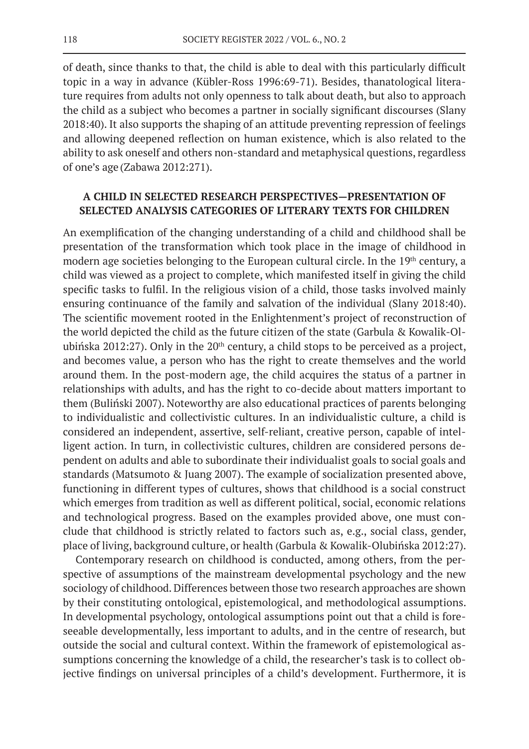of death, since thanks to that, the child is able to deal with this particularly difficult topic in a way in advance (Kübler-Ross 1996:69-71). Besides, thanatological literature requires from adults not only openness to talk about death, but also to approach the child as a subject who becomes a partner in socially significant discourses (Slany 2018:40). It also supports the shaping of an attitude preventing repression of feelings and allowing deepened reflection on human existence, which is also related to the ability to ask oneself and others non-standard and metaphysical questions, regardless of one's age (Zabawa 2012:271).

## A CHILD IN SELECTED RESEARCH PERSPECTIVES—PRESENTATION OF SELECTED ANALYSIS CATEGORIES OF LITERARY TEXTS FOR CHILDREN

An exemplification of the changing understanding of a child and childhood shall be presentation of the transformation which took place in the image of childhood in modern age societies belonging to the European cultural circle. In the 19th century, a child was viewed as a project to complete, which manifested itself in giving the child specific tasks to fulfil. In the religious vision of a child, those tasks involved mainly ensuring continuance of the family and salvation of the individual (Slany 2018:40). The scientific movement rooted in the Enlightenment's project of reconstruction of the world depicted the child as the future citizen of the state (Garbula & Kowalik-Olubińska 2012:27). Only in the 20th century, a child stops to be perceived as a project, and becomes value, a person who has the right to create themselves and the world around them. In the post-modern age, the child acquires the status of a partner in relationships with adults, and has the right to co-decide about matters important to them (Buliński 2007). Noteworthy are also educational practices of parents belonging to individualistic and collectivistic cultures. In an individualistic culture, a child is considered an independent, assertive, self-reliant, creative person, capable of intelligent action. In turn, in collectivistic cultures, children are considered persons dependent on adults and able to subordinate their individualist goals to social goals and standards (Matsumoto & Juang 2007). The example of socialization presented above, functioning in different types of cultures, shows that childhood is a social construct which emerges from tradition as well as different political, social, economic relations and technological progress. Based on the examples provided above, one must conclude that childhood is strictly related to factors such as, e.g., social class, gender, place of living, background culture, or health (Garbula & Kowalik-Olubińska 2012:27).

Contemporary research on childhood is conducted, among others, from the perspective of assumptions of the mainstream developmental psychology and the new sociology of childhood. Differences between those two research approaches are shown by their constituting ontological, epistemological, and methodological assumptions. In developmental psychology, ontological assumptions point out that a child is foreseeable developmentally, less important to adults, and in the centre of research, but outside the social and cultural context. Within the framework of epistemological assumptions concerning the knowledge of a child, the researcher's task is to collect objective findings on universal principles of a child's development. Furthermore, it is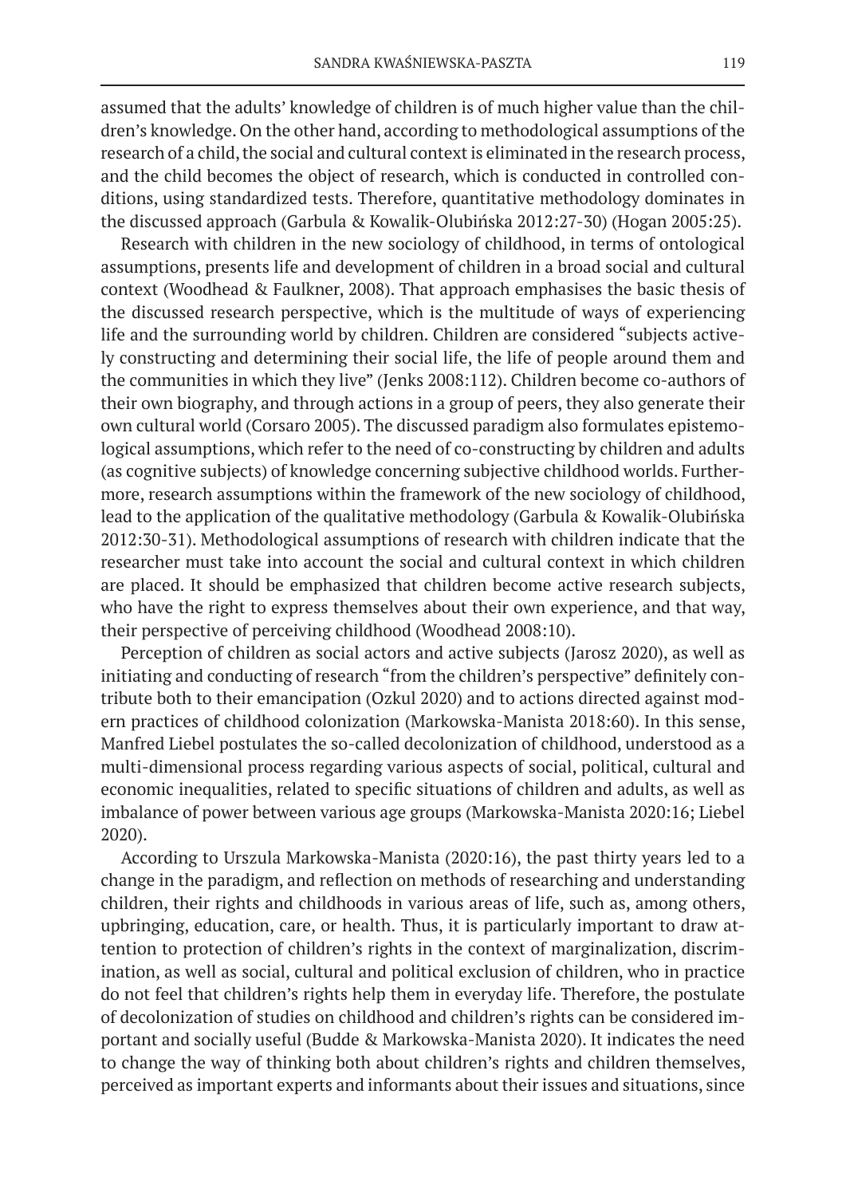assumed that the adults' knowledge of children is of much higher value than the children's knowledge. On the other hand, according to methodological assumptions of the research of a child, the social and cultural context is eliminated in the research process, and the child becomes the object of research, which is conducted in controlled conditions, using standardized tests. Therefore, quantitative methodology dominates in the discussed approach (Garbula & Kowalik-Olubińska 2012:27-30) (Hogan 2005:25).

Research with children in the new sociology of childhood, in terms of ontological assumptions, presents life and development of children in a broad social and cultural context (Woodhead & Faulkner, 2008). That approach emphasises the basic thesis of the discussed research perspective, which is the multitude of ways of experiencing life and the surrounding world by children. Children are considered "subjects actively constructing and determining their social life, the life of people around them and the communities in which they live" (Jenks 2008:112). Children become co-authors of their own biography, and through actions in a group of peers, they also generate their own cultural world (Corsaro 2005). The discussed paradigm also formulates epistemological assumptions, which refer to the need of co-constructing by children and adults (as cognitive subjects) of knowledge concerning subjective childhood worlds. Furthermore, research assumptions within the framework of the new sociology of childhood, lead to the application of the qualitative methodology (Garbula & Kowalik-Olubińska 2012:30-31). Methodological assumptions of research with children indicate that the researcher must take into account the social and cultural context in which children are placed. It should be emphasized that children become active research subjects, who have the right to express themselves about their own experience, and that way, their perspective of perceiving childhood (Woodhead 2008:10).

Perception of children as social actors and active subjects (Jarosz 2020), as well as initiating and conducting of research "from the children's perspective" definitely contribute both to their emancipation (Ozkul 2020) and to actions directed against modern practices of childhood colonization (Markowska-Manista 2018:60). In this sense, Manfred Liebel postulates the so-called decolonization of childhood, understood as a multi-dimensional process regarding various aspects of social, political, cultural and economic inequalities, related to specific situations of children and adults, as well as imbalance of power between various age groups (Markowska-Manista 2020:16; Liebel 2020).

According to Urszula Markowska-Manista (2020:16), the past thirty years led to a change in the paradigm, and reflection on methods of researching and understanding children, their rights and childhoods in various areas of life, such as, among others, upbringing, education, care, or health. Thus, it is particularly important to draw attention to protection of children's rights in the context of marginalization, discrimination, as well as social, cultural and political exclusion of children, who in practice do not feel that children's rights help them in everyday life. Therefore, the postulate of decolonization of studies on childhood and children's rights can be considered important and socially useful (Budde & Markowska-Manista 2020). It indicates the need to change the way of thinking both about children's rights and children themselves, perceived as important experts and informants about their issues and situations, since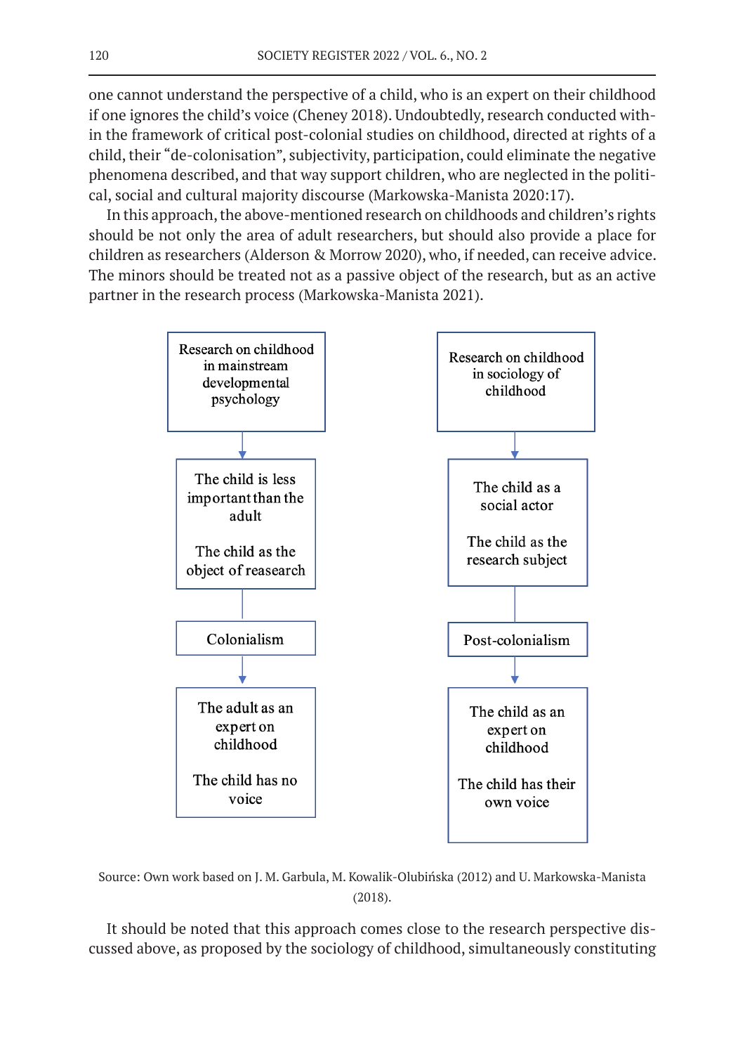one cannot understand the perspective of a child, who is an expert on their childhood if one ignores the child's voice (Cheney 2018). Undoubtedly, research conducted within the framework of critical post-colonial studies on childhood, directed at rights of a child, their "de-colonisation", subjectivity, participation, could eliminate the negative phenomena described, and that way support children, who are neglected in the political, social and cultural majority discourse (Markowska-Manista 2020:17).

In this approach, the above-mentioned research on childhoods and children's rights should be not only the area of adult researchers, but should also provide a place for children as researchers (Alderson & Morrow 2020), who, if needed, can receive advice. The minors should be treated not as a passive object of the research, but as an active partner in the research process (Markowska-Manista 2021).

| Research on childhood in mainstream developmental psychology | Research on childhood in sociology of childhood |
|---|---|
| The child is less important than the adult<br><br>The child as the object of reasearch | The child as a social actor<br><br>The child as the research subject |
| Colonialism | Post-colonialism |
| The adult as an expert on childhood<br><br>The child has no voice | The child as an expert on childhood<br><br>The child has their own voice |

Source: Own work based on J. M. Garbula, M. Kowalik-Olubińska (2012) and U. Markowska-Manista (2018).

It should be noted that this approach comes close to the research perspective discussed above, as proposed by the sociology of childhood, simultaneously constituting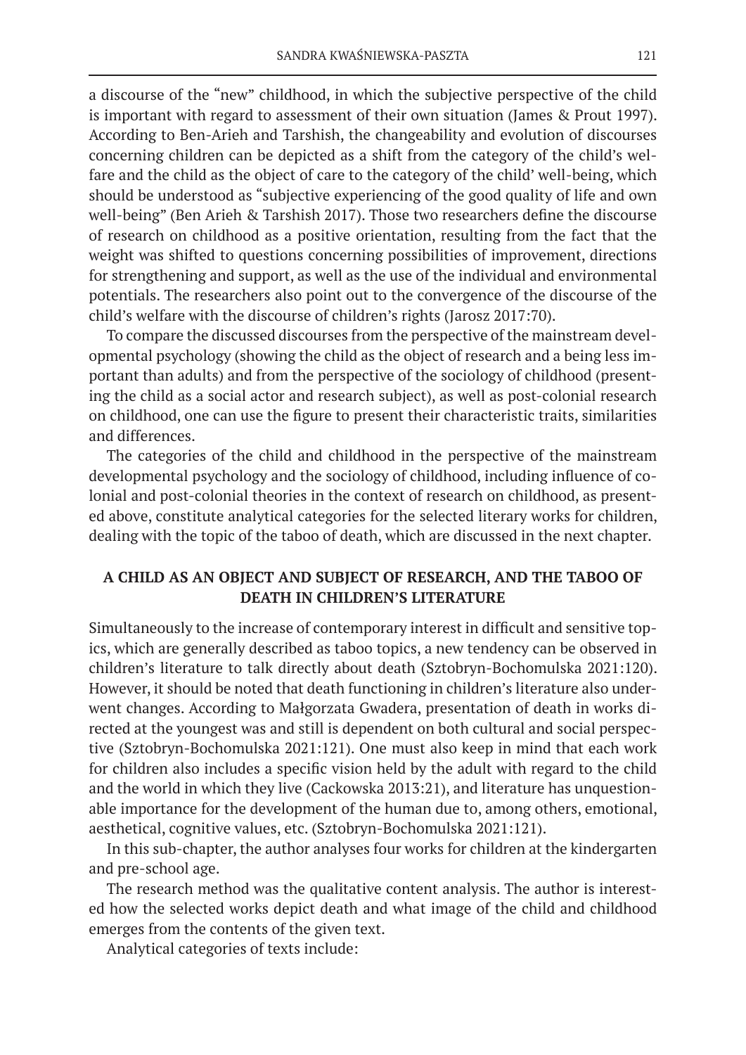a discourse of the "new" childhood, in which the subjective perspective of the child is important with regard to assessment of their own situation (James & Prout 1997). According to Ben-Arieh and Tarshish, the changeability and evolution of discourses concerning children can be depicted as a shift from the category of the child's welfare and the child as the object of care to the category of the child' well-being, which should be understood as "subjective experiencing of the good quality of life and own well-being" (Ben Arieh & Tarshish 2017). Those two researchers define the discourse of research on childhood as a positive orientation, resulting from the fact that the weight was shifted to questions concerning possibilities of improvement, directions for strengthening and support, as well as the use of the individual and environmental potentials. The researchers also point out to the convergence of the discourse of the child's welfare with the discourse of children's rights (Jarosz 2017:70).

To compare the discussed discourses from the perspective of the mainstream developmental psychology (showing the child as the object of research and a being less important than adults) and from the perspective of the sociology of childhood (presenting the child as a social actor and research subject), as well as post-colonial research on childhood, one can use the figure to present their characteristic traits, similarities and differences.

The categories of the child and childhood in the perspective of the mainstream developmental psychology and the sociology of childhood, including influence of colonial and post-colonial theories in the context of research on childhood, as presented above, constitute analytical categories for the selected literary works for children, dealing with the topic of the taboo of death, which are discussed in the next chapter.

## A CHILD AS AN OBJECT AND SUBJECT OF RESEARCH, AND THE TABOO OF DEATH IN CHILDREN'S LITERATURE

Simultaneously to the increase of contemporary interest in difficult and sensitive topics, which are generally described as taboo topics, a new tendency can be observed in children's literature to talk directly about death (Sztobryn-Bochomulska 2021:120). However, it should be noted that death functioning in children's literature also underwent changes. According to Małgorzata Gwadera, presentation of death in works directed at the youngest was and still is dependent on both cultural and social perspective (Sztobryn-Bochomulska 2021:121). One must also keep in mind that each work for children also includes a specific vision held by the adult with regard to the child and the world in which they live (Cackowska 2013:21), and literature has unquestionable importance for the development of the human due to, among others, emotional, aesthetical, cognitive values, etc. (Sztobryn-Bochomulska 2021:121).

In this sub-chapter, the author analyses four works for children at the kindergarten and pre-school age.

The research method was the qualitative content analysis. The author is interested how the selected works depict death and what image of the child and childhood emerges from the contents of the given text.

Analytical categories of texts include: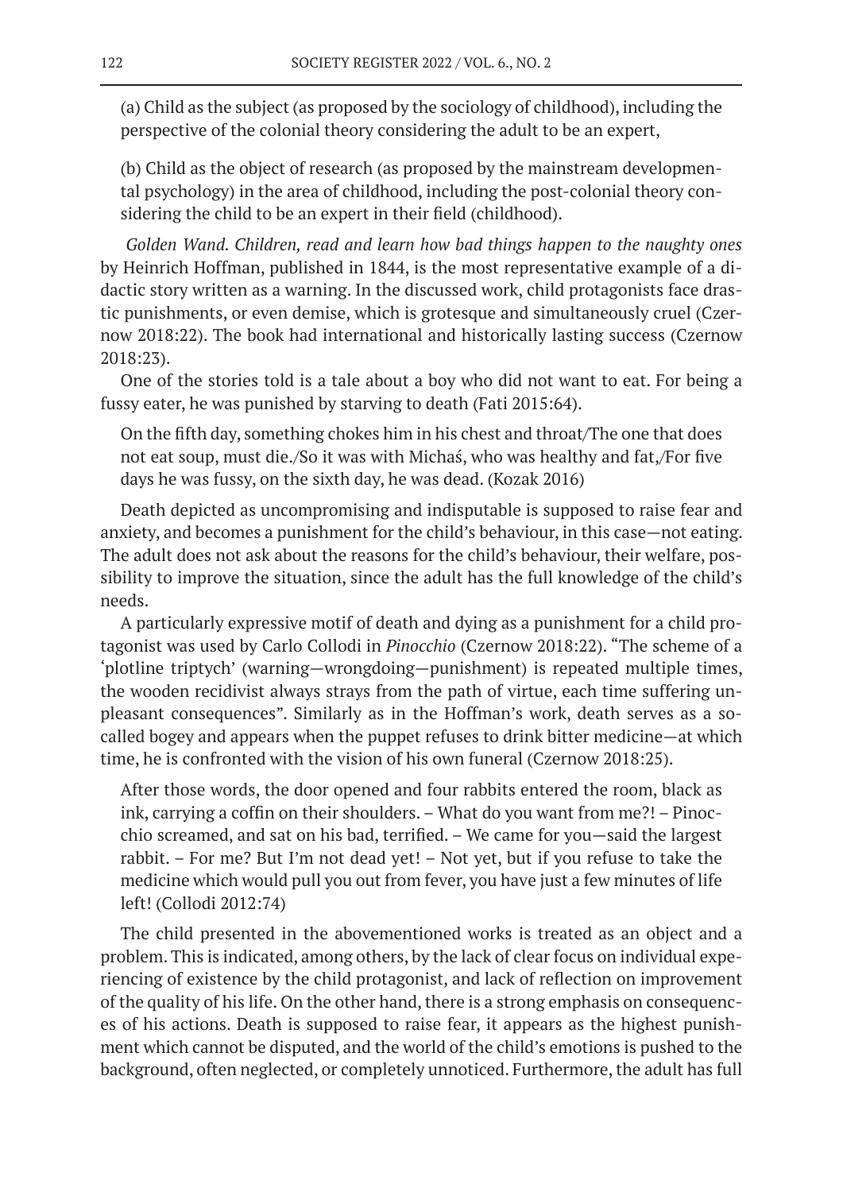(a) Child as the subject (as proposed by the sociology of childhood), including the perspective of the colonial theory considering the adult to be an expert,

(b) Child as the object of research (as proposed by the mainstream developmental psychology) in the area of childhood, including the post-colonial theory considering the child to be an expert in their field (childhood).

*Golden Wand. Children, read and learn how bad things happen to the naughty ones* by Heinrich Hoffman, published in 1844, is the most representative example of a didactic story written as a warning. In the discussed work, child protagonists face drastic punishments, or even demise, which is grotesque and simultaneously cruel (Czernow 2018:22). The book had international and historically lasting success (Czernow 2018:23).

One of the stories told is a tale about a boy who did not want to eat. For being a fussy eater, he was punished by starving to death (Fati 2015:64).

> On the fifth day, something chokes him in his chest and throat/The one that does not eat soup, must die./So it was with Michaś, who was healthy and fat,/For five days he was fussy, on the sixth day, he was dead. (Kozak 2016)

Death depicted as uncompromising and indisputable is supposed to raise fear and anxiety, and becomes a punishment for the child's behaviour, in this case—not eating. The adult does not ask about the reasons for the child's behaviour, their welfare, possibility to improve the situation, since the adult has the full knowledge of the child's needs.

A particularly expressive motif of death and dying as a punishment for a child protagonist was used by Carlo Collodi in *Pinocchio* (Czernow 2018:22). "The scheme of a 'plotline triptych' (warning—wrongdoing—punishment) is repeated multiple times, the wooden recidivist always strays from the path of virtue, each time suffering unpleasant consequences". Similarly as in the Hoffman's work, death serves as a so-called bogey and appears when the puppet refuses to drink bitter medicine—at which time, he is confronted with the vision of his own funeral (Czernow 2018:25).

> After those words, the door opened and four rabbits entered the room, black as ink, carrying a coffin on their shoulders. – What do you want from me?! – Pinocchio screamed, and sat on his bad, terrified. – We came for you—said the largest rabbit. – For me? But I'm not dead yet! – Not yet, but if you refuse to take the medicine which would pull you out from fever, you have just a few minutes of life left! (Collodi 2012:74)

The child presented in the abovementioned works is treated as an object and a problem. This is indicated, among others, by the lack of clear focus on individual experiencing of existence by the child protagonist, and lack of reflection on improvement of the quality of his life. On the other hand, there is a strong emphasis on consequences of his actions. Death is supposed to raise fear, it appears as the highest punishment which cannot be disputed, and the world of the child's emotions is pushed to the background, often neglected, or completely unnoticed. Furthermore, the adult has full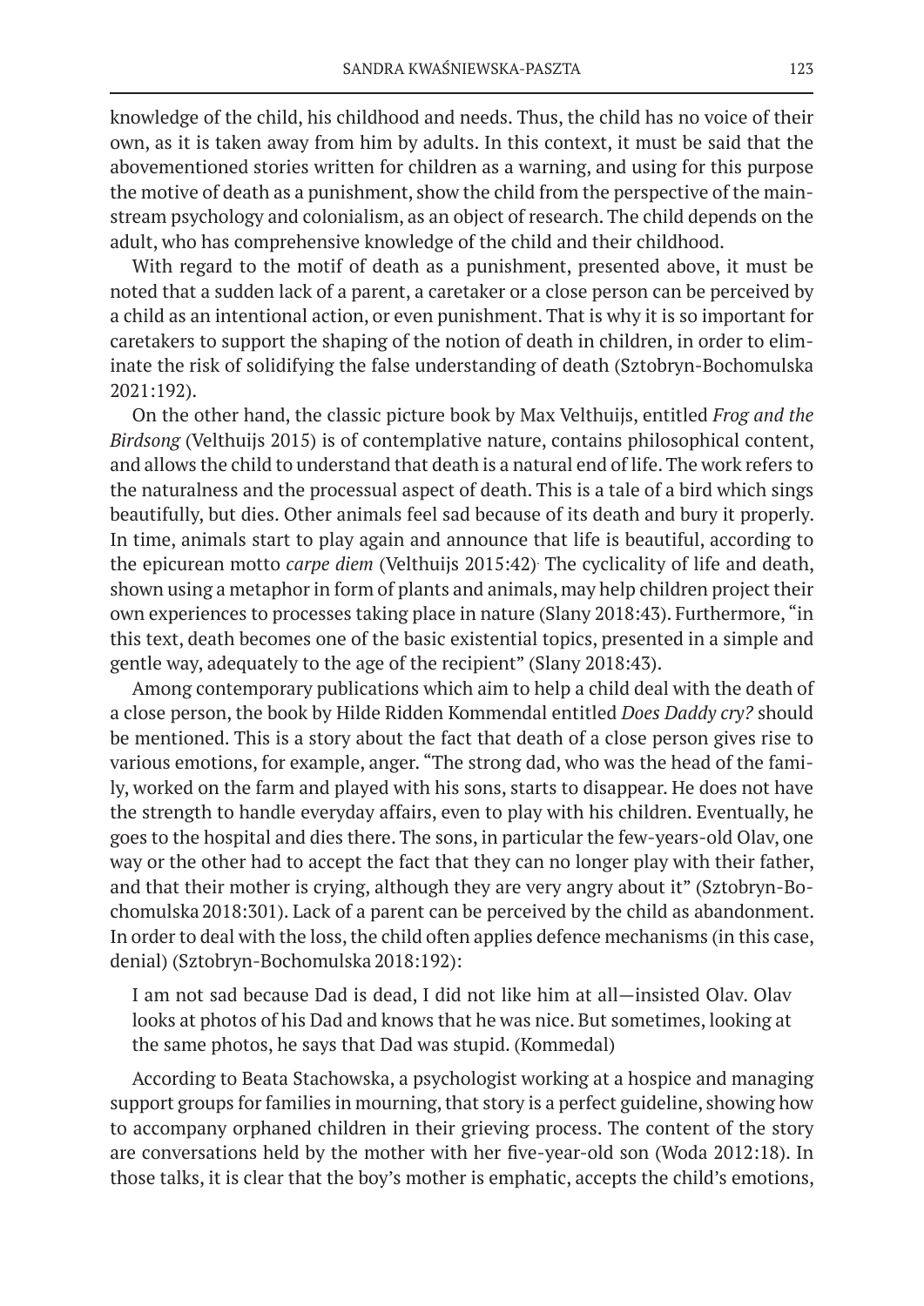knowledge of the child, his childhood and needs. Thus, the child has no voice of their own, as it is taken away from him by adults. In this context, it must be said that the abovementioned stories written for children as a warning, and using for this purpose the motive of death as a punishment, show the child from the perspective of the mainstream psychology and colonialism, as an object of research. The child depends on the adult, who has comprehensive knowledge of the child and their childhood.

With regard to the motif of death as a punishment, presented above, it must be noted that a sudden lack of a parent, a caretaker or a close person can be perceived by a child as an intentional action, or even punishment. That is why it is so important for caretakers to support the shaping of the notion of death in children, in order to eliminate the risk of solidifying the false understanding of death (Sztobryn-Bochomulska 2021:192).

On the other hand, the classic picture book by Max Velthuijs, entitled *Frog and the Birdsong* (Velthuijs 2015) is of contemplative nature, contains philosophical content, and allows the child to understand that death is a natural end of life. The work refers to the naturalness and the processual aspect of death. This is a tale of a bird which sings beautifully, but dies. Other animals feel sad because of its death and bury it properly. In time, animals start to play again and announce that life is beautiful, according to the epicurean motto *carpe diem* (Velthuijs 2015:42). The cyclicality of life and death, shown using a metaphor in form of plants and animals, may help children project their own experiences to processes taking place in nature (Slany 2018:43). Furthermore, "in this text, death becomes one of the basic existential topics, presented in a simple and gentle way, adequately to the age of the recipient" (Slany 2018:43).

Among contemporary publications which aim to help a child deal with the death of a close person, the book by Hilde Ridden Kommendal entitled *Does Daddy cry?* should be mentioned. This is a story about the fact that death of a close person gives rise to various emotions, for example, anger. "The strong dad, who was the head of the family, worked on the farm and played with his sons, starts to disappear. He does not have the strength to handle everyday affairs, even to play with his children. Eventually, he goes to the hospital and dies there. The sons, in particular the few-years-old Olav, one way or the other had to accept the fact that they can no longer play with their father, and that their mother is crying, although they are very angry about it" (Sztobryn-Bochomulska 2018:301). Lack of a parent can be perceived by the child as abandonment. In order to deal with the loss, the child often applies defence mechanisms (in this case, denial) (Sztobryn-Bochomulska 2018:192):

> I am not sad because Dad is dead, I did not like him at all—insisted Olav. Olav looks at photos of his Dad and knows that he was nice. But sometimes, looking at the same photos, he says that Dad was stupid. (Kommedal)

According to Beata Stachowska, a psychologist working at a hospice and managing support groups for families in mourning, that story is a perfect guideline, showing how to accompany orphaned children in their grieving process. The content of the story are conversations held by the mother with her five-year-old son (Woda 2012:18). In those talks, it is clear that the boy's mother is emphatic, accepts the child's emotions,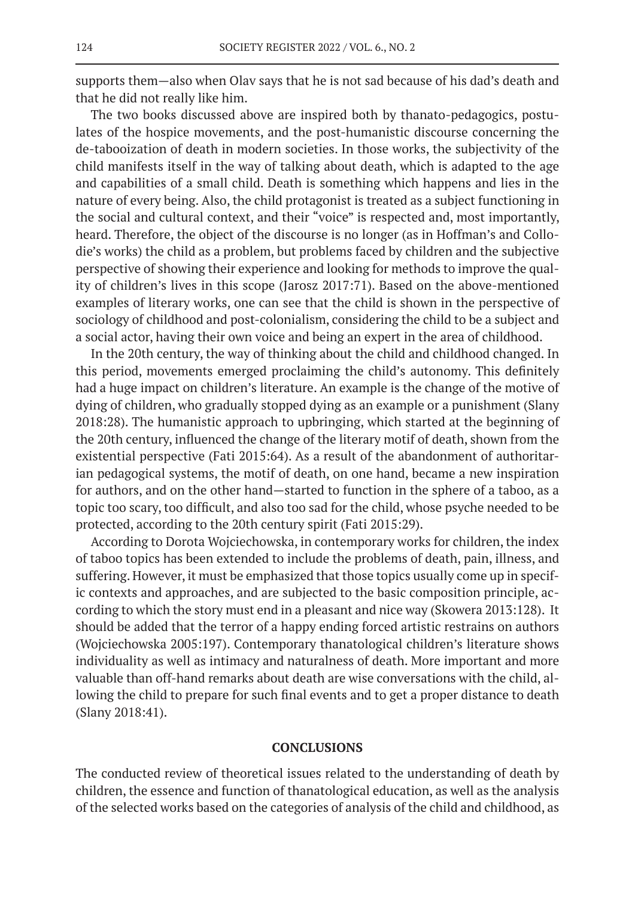supports them—also when Olav says that he is not sad because of his dad's death and that he did not really like him.

The two books discussed above are inspired both by thanato-pedagogics, postulates of the hospice movements, and the post-humanistic discourse concerning the de-tabooization of death in modern societies. In those works, the subjectivity of the child manifests itself in the way of talking about death, which is adapted to the age and capabilities of a small child. Death is something which happens and lies in the nature of every being. Also, the child protagonist is treated as a subject functioning in the social and cultural context, and their "voice" is respected and, most importantly, heard. Therefore, the object of the discourse is no longer (as in Hoffman's and Collodie's works) the child as a problem, but problems faced by children and the subjective perspective of showing their experience and looking for methods to improve the quality of children's lives in this scope (Jarosz 2017:71). Based on the above-mentioned examples of literary works, one can see that the child is shown in the perspective of sociology of childhood and post-colonialism, considering the child to be a subject and a social actor, having their own voice and being an expert in the area of childhood.

In the 20th century, the way of thinking about the child and childhood changed. In this period, movements emerged proclaiming the child's autonomy. This definitely had a huge impact on children's literature. An example is the change of the motive of dying of children, who gradually stopped dying as an example or a punishment (Slany 2018:28). The humanistic approach to upbringing, which started at the beginning of the 20th century, influenced the change of the literary motif of death, shown from the existential perspective (Fati 2015:64). As a result of the abandonment of authoritarian pedagogical systems, the motif of death, on one hand, became a new inspiration for authors, and on the other hand—started to function in the sphere of a taboo, as a topic too scary, too difficult, and also too sad for the child, whose psyche needed to be protected, according to the 20th century spirit (Fati 2015:29).

According to Dorota Wojciechowska, in contemporary works for children, the index of taboo topics has been extended to include the problems of death, pain, illness, and suffering. However, it must be emphasized that those topics usually come up in specific contexts and approaches, and are subjected to the basic composition principle, according to which the story must end in a pleasant and nice way (Skowera 2013:128). It should be added that the terror of a happy ending forced artistic restrains on authors (Wojciechowska 2005:197). Contemporary thanatological children's literature shows individuality as well as intimacy and naturalness of death. More important and more valuable than off-hand remarks about death are wise conversations with the child, allowing the child to prepare for such final events and to get a proper distance to death (Slany 2018:41).

## CONCLUSIONS

The conducted review of theoretical issues related to the understanding of death by children, the essence and function of thanatological education, as well as the analysis of the selected works based on the categories of analysis of the child and childhood, as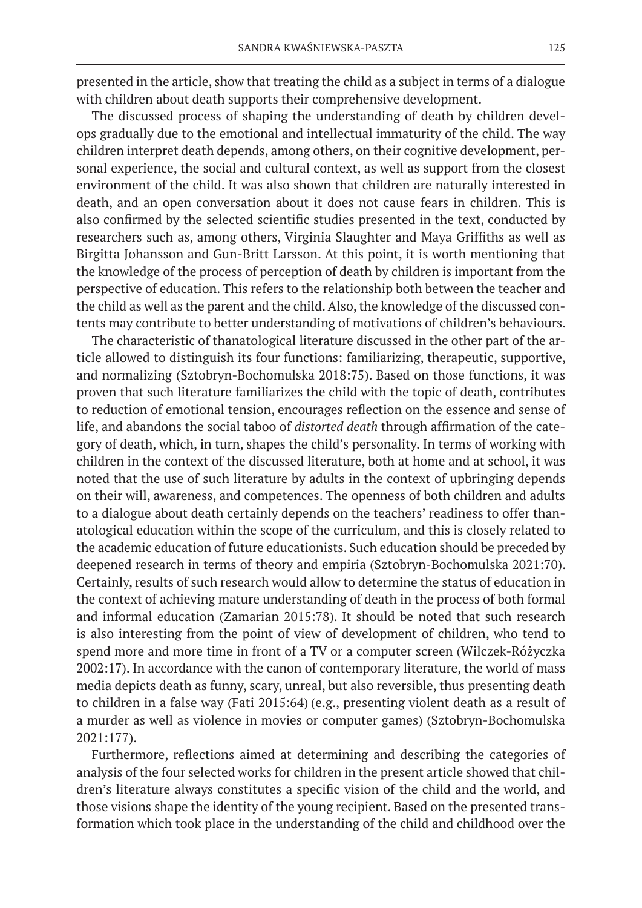presented in the article, show that treating the child as a subject in terms of a dialogue with children about death supports their comprehensive development.

The discussed process of shaping the understanding of death by children develops gradually due to the emotional and intellectual immaturity of the child. The way children interpret death depends, among others, on their cognitive development, personal experience, the social and cultural context, as well as support from the closest environment of the child. It was also shown that children are naturally interested in death, and an open conversation about it does not cause fears in children. This is also confirmed by the selected scientific studies presented in the text, conducted by researchers such as, among others, Virginia Slaughter and Maya Griffiths as well as Birgitta Johansson and Gun-Britt Larsson. At this point, it is worth mentioning that the knowledge of the process of perception of death by children is important from the perspective of education. This refers to the relationship both between the teacher and the child as well as the parent and the child. Also, the knowledge of the discussed contents may contribute to better understanding of motivations of children's behaviours.

The characteristic of thanatological literature discussed in the other part of the article allowed to distinguish its four functions: familiarizing, therapeutic, supportive, and normalizing (Sztobryn-Bochomulska 2018:75). Based on those functions, it was proven that such literature familiarizes the child with the topic of death, contributes to reduction of emotional tension, encourages reflection on the essence and sense of life, and abandons the social taboo of *distorted death* through affirmation of the category of death, which, in turn, shapes the child's personality. In terms of working with children in the context of the discussed literature, both at home and at school, it was noted that the use of such literature by adults in the context of upbringing depends on their will, awareness, and competences. The openness of both children and adults to a dialogue about death certainly depends on the teachers' readiness to offer thanatological education within the scope of the curriculum, and this is closely related to the academic education of future educationists. Such education should be preceded by deepened research in terms of theory and empiria (Sztobryn-Bochomulska 2021:70). Certainly, results of such research would allow to determine the status of education in the context of achieving mature understanding of death in the process of both formal and informal education (Zamarian 2015:78). It should be noted that such research is also interesting from the point of view of development of children, who tend to spend more and more time in front of a TV or a computer screen (Wilczek-Różyczka 2002:17). In accordance with the canon of contemporary literature, the world of mass media depicts death as funny, scary, unreal, but also reversible, thus presenting death to children in a false way (Fati 2015:64) (e.g., presenting violent death as a result of a murder as well as violence in movies or computer games) (Sztobryn-Bochomulska 2021:177).

Furthermore, reflections aimed at determining and describing the categories of analysis of the four selected works for children in the present article showed that children's literature always constitutes a specific vision of the child and the world, and those visions shape the identity of the young recipient. Based on the presented transformation which took place in the understanding of the child and childhood over the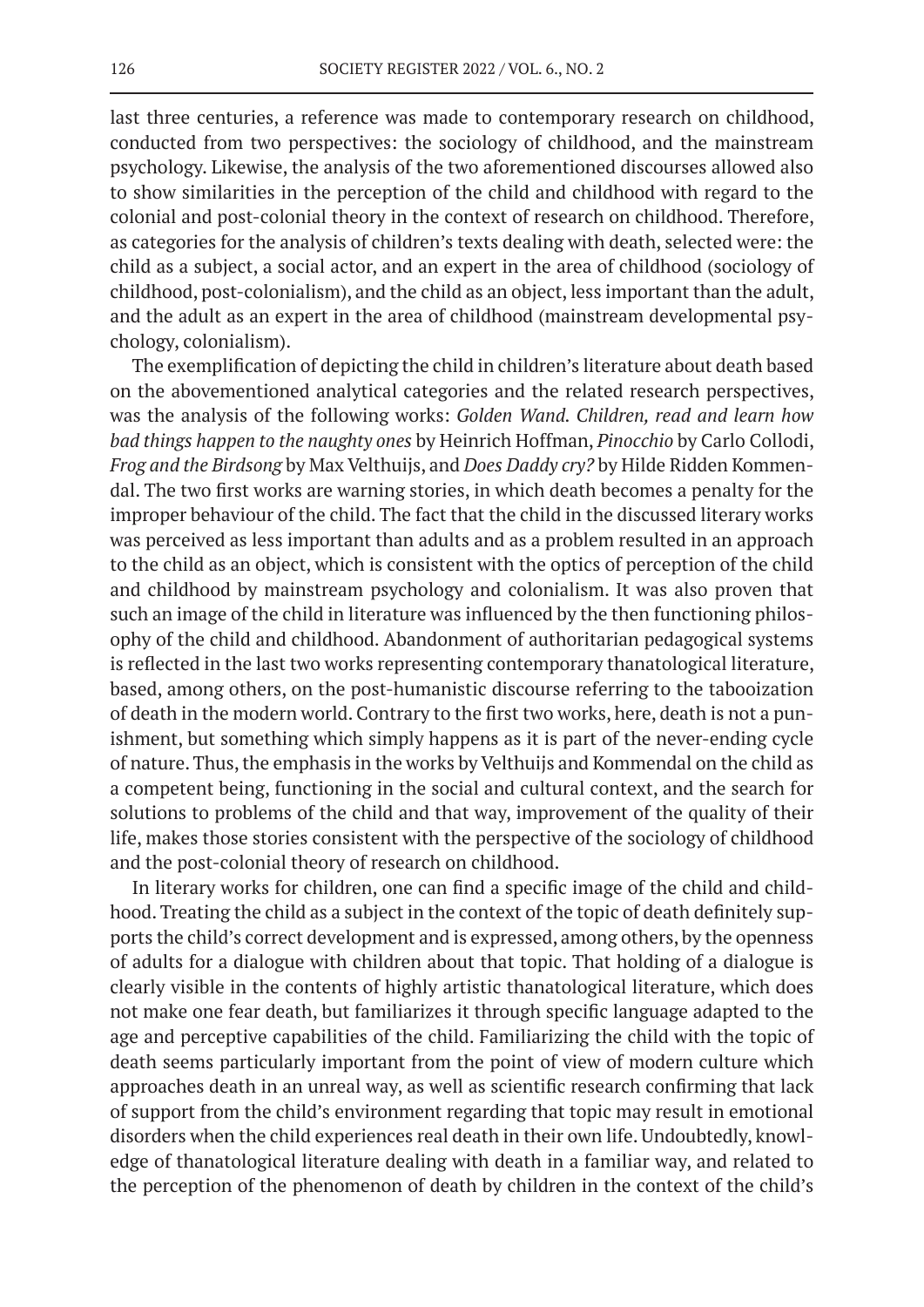last three centuries, a reference was made to contemporary research on childhood, conducted from two perspectives: the sociology of childhood, and the mainstream psychology. Likewise, the analysis of the two aforementioned discourses allowed also to show similarities in the perception of the child and childhood with regard to the colonial and post-colonial theory in the context of research on childhood. Therefore, as categories for the analysis of children's texts dealing with death, selected were: the child as a subject, a social actor, and an expert in the area of childhood (sociology of childhood, post-colonialism), and the child as an object, less important than the adult, and the adult as an expert in the area of childhood (mainstream developmental psychology, colonialism).

The exemplification of depicting the child in children's literature about death based on the abovementioned analytical categories and the related research perspectives, was the analysis of the following works: *Golden Wand. Children, read and learn how bad things happen to the naughty ones* by Heinrich Hoffman, *Pinocchio* by Carlo Collodi, *Frog and the Birdsong* by Max Velthuijs, and *Does Daddy cry?* by Hilde Ridden Kommendal. The two first works are warning stories, in which death becomes a penalty for the improper behaviour of the child. The fact that the child in the discussed literary works was perceived as less important than adults and as a problem resulted in an approach to the child as an object, which is consistent with the optics of perception of the child and childhood by mainstream psychology and colonialism. It was also proven that such an image of the child in literature was influenced by the then functioning philosophy of the child and childhood. Abandonment of authoritarian pedagogical systems is reflected in the last two works representing contemporary thanatological literature, based, among others, on the post-humanistic discourse referring to the tabooization of death in the modern world. Contrary to the first two works, here, death is not a punishment, but something which simply happens as it is part of the never-ending cycle of nature. Thus, the emphasis in the works by Velthuijs and Kommendal on the child as a competent being, functioning in the social and cultural context, and the search for solutions to problems of the child and that way, improvement of the quality of their life, makes those stories consistent with the perspective of the sociology of childhood and the post-colonial theory of research on childhood.

In literary works for children, one can find a specific image of the child and childhood. Treating the child as a subject in the context of the topic of death definitely supports the child's correct development and is expressed, among others, by the openness of adults for a dialogue with children about that topic. That holding of a dialogue is clearly visible in the contents of highly artistic thanatological literature, which does not make one fear death, but familiarizes it through specific language adapted to the age and perceptive capabilities of the child. Familiarizing the child with the topic of death seems particularly important from the point of view of modern culture which approaches death in an unreal way, as well as scientific research confirming that lack of support from the child's environment regarding that topic may result in emotional disorders when the child experiences real death in their own life. Undoubtedly, knowledge of thanatological literature dealing with death in a familiar way, and related to the perception of the phenomenon of death by children in the context of the child's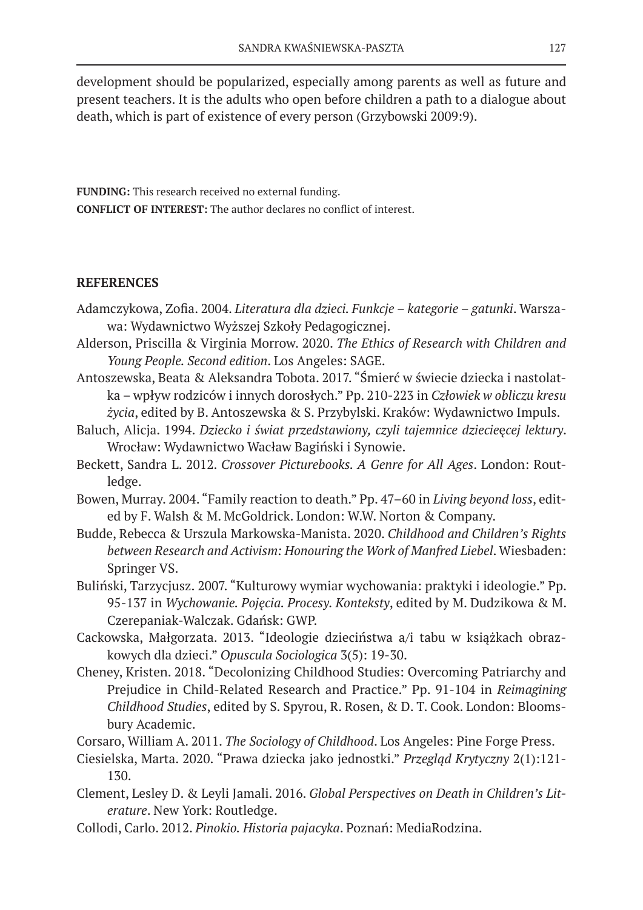development should be popularized, especially among parents as well as future and present teachers. It is the adults who open before children a path to a dialogue about death, which is part of existence of every person (Grzybowski 2009:9).

**FUNDING:** This research received no external funding.

**CONFLICT OF INTEREST:** The author declares no conflict of interest.

## REFERENCES

Adamczykowa, Zofia. 2004. *Literatura dla dzieci. Funkcje – kategorie – gatunki*. Warszawa: Wydawnictwo Wyższej Szkoły Pedagogicznej.

Alderson, Priscilla & Virginia Morrow. 2020. *The Ethics of Research with Children and Young People. Second edition*. Los Angeles: SAGE.

Antoszewska, Beata & Aleksandra Tobota. 2017. "Śmierć w świecie dziecka i nastolatka – wpływ rodziców i innych dorosłych." Pp. 210-223 in *Człowiek w obliczu kresu życia*, edited by B. Antoszewska & S. Przybylski. Kraków: Wydawnictwo Impuls.

Baluch, Alicja. 1994. *Dziecko i świat przedstawiony, czyli tajemnice dziecieęcej lektury*. Wrocław: Wydawnictwo Wacław Bagiński i Synowie.

Beckett, Sandra L. 2012. *Crossover Picturebooks. A Genre for All Ages*. London: Routledge.

Bowen, Murray. 2004. "Family reaction to death." Pp. 47–60 in *Living beyond loss*, edited by F. Walsh & M. McGoldrick. London: W.W. Norton & Company.

Budde, Rebecca & Urszula Markowska-Manista. 2020. *Childhood and Children's Rights between Research and Activism: Honouring the Work of Manfred Liebel*. Wiesbaden: Springer VS.

Buliński, Tarzycjusz. 2007. "Kulturowy wymiar wychowania: praktyki i ideologie." Pp. 95-137 in *Wychowanie. Pojęcia. Procesy. Konteksty*, edited by M. Dudzikowa & M. Czerepaniak-Walczak. Gdańsk: GWP.

Cackowska, Małgorzata. 2013. "Ideologie dzieciństwa a/i tabu w książkach obrazkowych dla dzieci." *Opuscula Sociologica* 3(5): 19-30.

Cheney, Kristen. 2018. "Decolonizing Childhood Studies: Overcoming Patriarchy and Prejudice in Child-Related Research and Practice." Pp. 91-104 in *Reimagining Childhood Studies*, edited by S. Spyrou, R. Rosen, & D. T. Cook. London: Bloomsbury Academic.

Corsaro, William A. 2011. *The Sociology of Childhood*. Los Angeles: Pine Forge Press.

Ciesielska, Marta. 2020. "Prawa dziecka jako jednostki." *Przegląd Krytyczny* 2(1):121-130.

Clement, Lesley D. & Leyli Jamali. 2016. *Global Perspectives on Death in Children's Literature*. New York: Routledge.

Collodi, Carlo. 2012. *Pinokio. Historia pajacyka*. Poznań: MediaRodzina.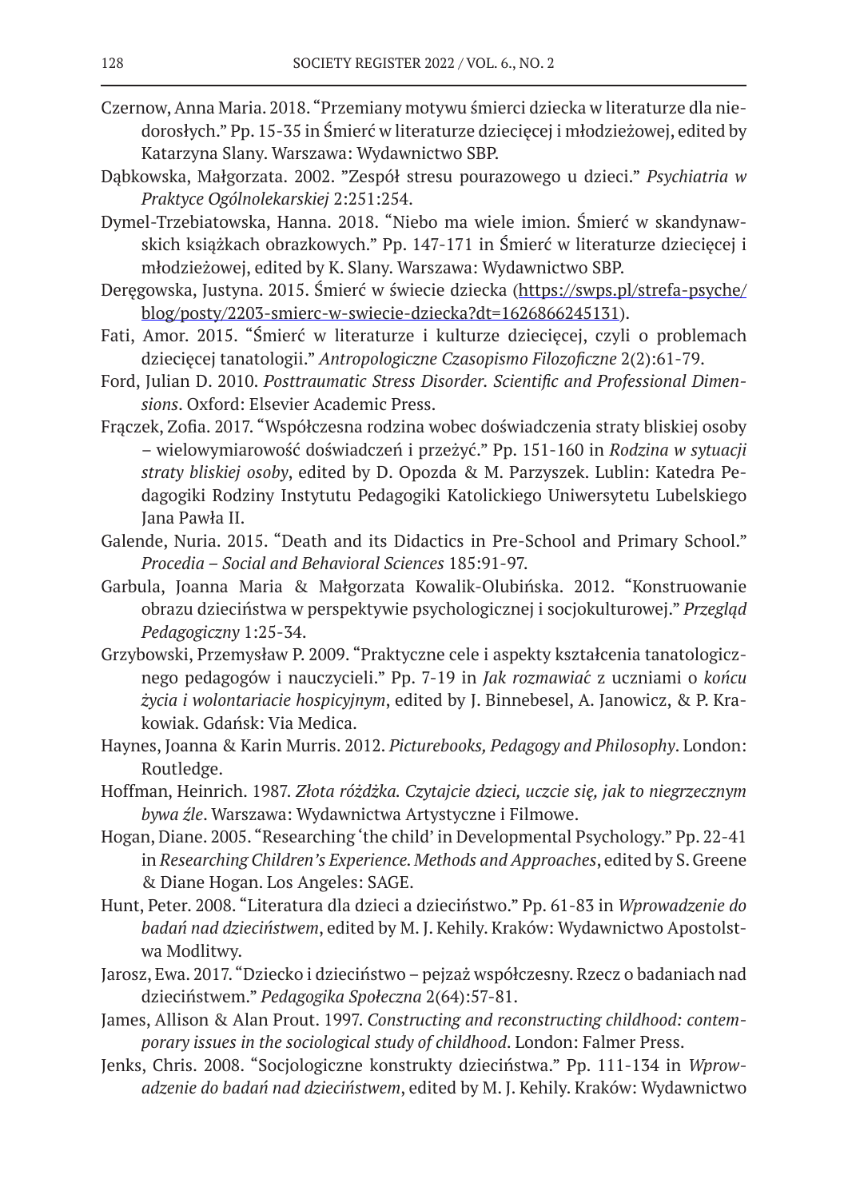Czernow, Anna Maria. 2018. "Przemiany motywu śmierci dziecka w literaturze dla niedorosłych." Pp. 15-35 in Śmierć w literaturze dziecięcej i młodzieżowej, edited by Katarzyna Slany. Warszawa: Wydawnictwo SBP.

Dąbkowska, Małgorzata. 2002. "Zespół stresu pourazowego u dzieci." *Psychiatria w Praktyce Ogólnolekarskiej* 2:251:254.

Dymel-Trzebiatowska, Hanna. 2018. "Niebo ma wiele imion. Śmierć w skandynawskich książkach obrazkowych." Pp. 147-171 in Śmierć w literaturze dziecięcej i młodzieżowej, edited by K. Slany. Warszawa: Wydawnictwo SBP.

Dęręgowska, Justyna. 2015. Śmierć w świecie dziecka (https://swps.pl/strefa-psyche/blog/posty/2203-smierc-w-swiecie-dziecka?dt=1626866245131).

Fati, Amor. 2015. "Śmierć w literaturze i kulturze dziecięcej, czyli o problemach dziecięcej tanatologii." *Antropologiczne Czasopismo Filozoficzne* 2(2):61-79.

Ford, Julian D. 2010. *Posttraumatic Stress Disorder. Scientific and Professional Dimensions*. Oxford: Elsevier Academic Press.

Frączek, Zofia. 2017. "Współczesna rodzina wobec doświadczenia straty bliskiej osoby – wielowymiarowość doświadczeń i przeżyć." Pp. 151-160 in *Rodzina w sytuacji straty bliskiej osoby*, edited by D. Opozda & M. Parzyszek. Lublin: Katedra Pedagogiki Rodziny Instytutu Pedagogiki Katolickiego Uniwersytetu Lubelskiego Jana Pawła II.

Galende, Nuria. 2015. "Death and its Didactics in Pre-School and Primary School." *Procedia – Social and Behavioral Sciences* 185:91-97.

Garbula, Joanna Maria & Małgorzata Kowalik-Olubińska. 2012. "Konstruowanie obrazu dzieciństwa w perspektywie psychologicznej i socjokulturowej." *Przegląd Pedagogiczny* 1:25-34.

Grzybowski, Przemysław P. 2009. "Praktyczne cele i aspekty kształcenia tanatologicznego pedagogów i nauczycieli." Pp. 7-19 in *Jak rozmawiać* z uczniami o *końcu życia i wolontariacie hospicyjnym*, edited by J. Binnebesel, A. Janowicz, & P. Krakowiak. Gdańsk: Via Medica.

Haynes, Joanna & Karin Murris. 2012. *Picturebooks, Pedagogy and Philosophy*. London: Routledge.

Hoffman, Heinrich. 1987. *Złota różdżka. Czytajcie dzieci, uczcie się, jak to niegrzecznym bywa źle*. Warszawa: Wydawnictwa Artystyczne i Filmowe.

Hogan, Diane. 2005. "Researching 'the child' in Developmental Psychology." Pp. 22-41 in *Researching Children's Experience. Methods and Approaches*, edited by S. Greene & Diane Hogan. Los Angeles: SAGE.

Hunt, Peter. 2008. "Literatura dla dzieci a dzieciństwo." Pp. 61-83 in *Wprowadzenie do badań nad dzieciństwem*, edited by M. J. Kehily. Kraków: Wydawnictwo Apostolstwa Modlitwy.

Jarosz, Ewa. 2017. "Dziecko i dzieciństwo – pejzaż współczesny. Rzecz o badaniach nad dzieciństwem." *Pedagogika Społeczna* 2(64):57-81.

James, Allison & Alan Prout. 1997. *Constructing and reconstructing childhood: contemporary issues in the sociological study of childhood*. London: Falmer Press.

Jenks, Chris. 2008. "Socjologiczne konstrukty dzieciństwa." Pp. 111-134 in *Wprowadzenie do badań nad dzieciństwem*, edited by M. J. Kehily. Kraków: Wydawnictwo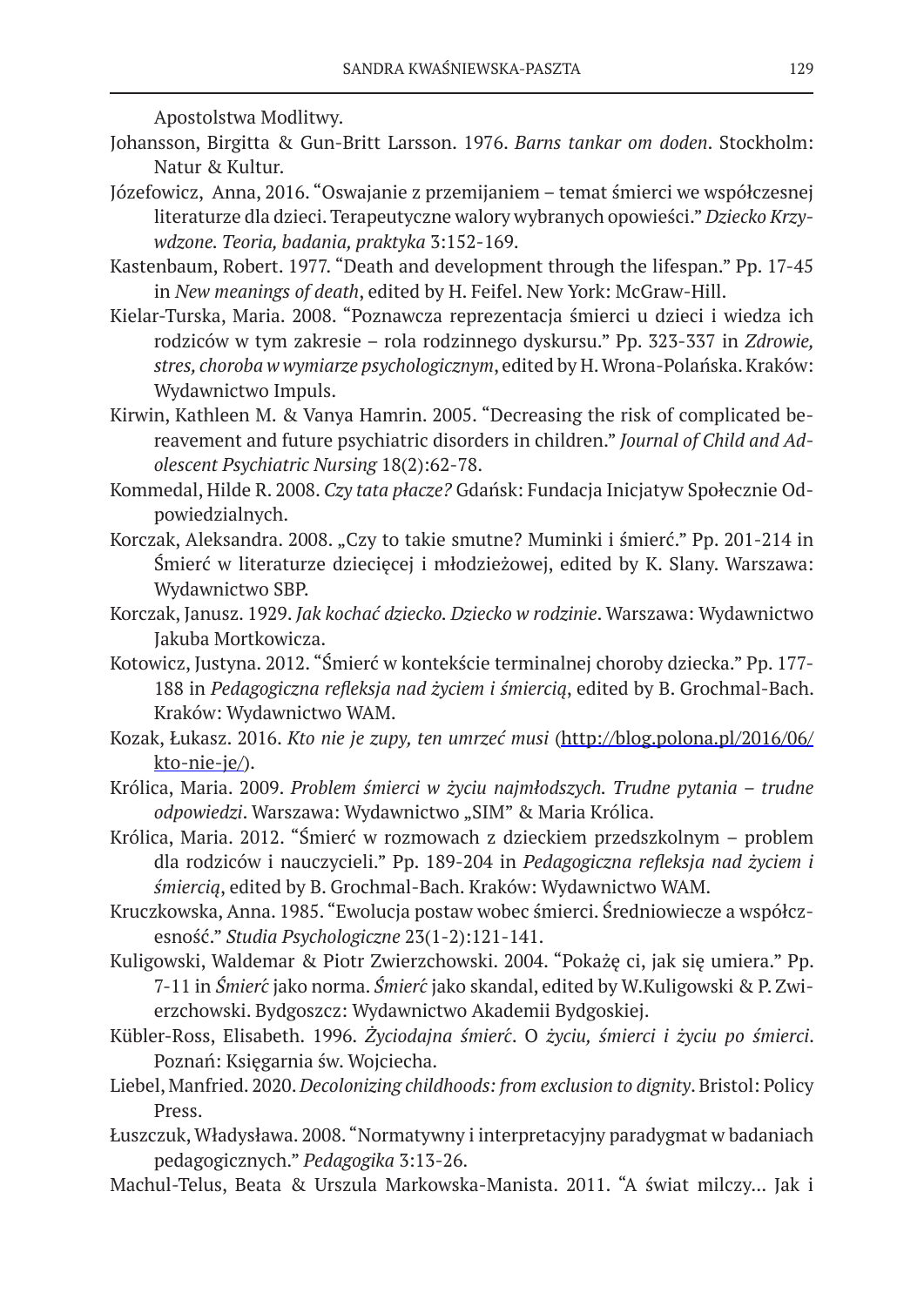Apostolstwa Modlitwy.

Johansson, Birgitta & Gun-Britt Larsson. 1976. *Barns tankar om doden*. Stockholm: Natur & Kultur.

Józefowicz, Anna, 2016. "Oswajanie z przemijaniem – temat śmierci we współczesnej literaturze dla dzieci. Terapeutyczne walory wybranych opowieści." *Dziecko Krzywdzone. Teoria, badania, praktyka* 3:152-169.

Kastenbaum, Robert. 1977. "Death and development through the lifespan." Pp. 17-45 in *New meanings of death*, edited by H. Feifel. New York: McGraw-Hill.

Kielar-Turska, Maria. 2008. "Poznawcza reprezentacja śmierci u dzieci i wiedza ich rodziców w tym zakresie – rola rodzinnego dyskursu." Pp. 323-337 in *Zdrowie, stres, choroba w wymiarze psychologicznym*, edited by H. Wrona-Polańska. Kraków: Wydawnictwo Impuls.

Kirwin, Kathleen M. & Vanya Hamrin. 2005. "Decreasing the risk of complicated bereavement and future psychiatric disorders in children." *Journal of Child and Adolescent Psychiatric Nursing* 18(2):62-78.

Kommedal, Hilde R. 2008. *Czy tata płacze?* Gdańsk: Fundacja Inicjatyw Społecznie Odpowiedzialnych.

Korczak, Aleksandra. 2008. „Czy to takie smutne? Muminki i śmierć." Pp. 201-214 in Śmierć w literaturze dziecięcej i młodzieżowej, edited by K. Slany. Warszawa: Wydawnictwo SBP.

Korczak, Janusz. 1929. *Jak kochać dziecko. Dziecko w rodzinie*. Warszawa: Wydawnictwo Jakuba Mortkowicza.

Kotowicz, Justyna. 2012. "Śmierć w kontekście terminalnej choroby dziecka." Pp. 177-188 in *Pedagogiczna refleksja nad życiem i śmiercią*, edited by B. Grochmal-Bach. Kraków: Wydawnictwo WAM.

Kozak, Łukasz. 2016. *Kto nie je zupy, ten umrzeć musi* (http://blog.polona.pl/2016/06/kto-nie-je/).

Królica, Maria. 2009. *Problem śmierci w życiu najmłodszych. Trudne pytania – trudne odpowiedzi*. Warszawa: Wydawnictwo „SIM" & Maria Królica.

Królica, Maria. 2012. "Śmierć w rozmowach z dzieckiem przedszkolnym – problem dla rodziców i nauczycieli." Pp. 189-204 in *Pedagogiczna refleksja nad życiem i śmiercią*, edited by B. Grochmal-Bach. Kraków: Wydawnictwo WAM.

Kruczkowska, Anna. 1985. "Ewolucja postaw wobec śmierci. Średniowiecze a współczesność." *Studia Psychologiczne* 23(1-2):121-141.

Kuligowski, Waldemar & Piotr Zwierzchowski. 2004. "Pokażę ci, jak się umiera." Pp. 7-11 in *Śmierć* jako norma. *Śmierć* jako skandal, edited by W.Kuligowski & P. Zwierzchowski. Bydgoszcz: Wydawnictwo Akademii Bydgoskiej.

Kübler-Ross, Elisabeth. 1996. *Życiodajna śmierć*. O *życiu, śmierci i życiu po śmierci*. Poznań: Księgarnia św. Wojciecha.

Liebel, Manfried. 2020. *Decolonizing childhoods: from exclusion to dignity*. Bristol: Policy Press.

Łuszczuk, Władysława. 2008. "Normatywny i interpretacyjny paradygmat w badaniach pedagogicznych." *Pedagogika* 3:13-26.

Machul-Telus, Beata & Urszula Markowska-Manista. 2011. "A świat milczy... Jak i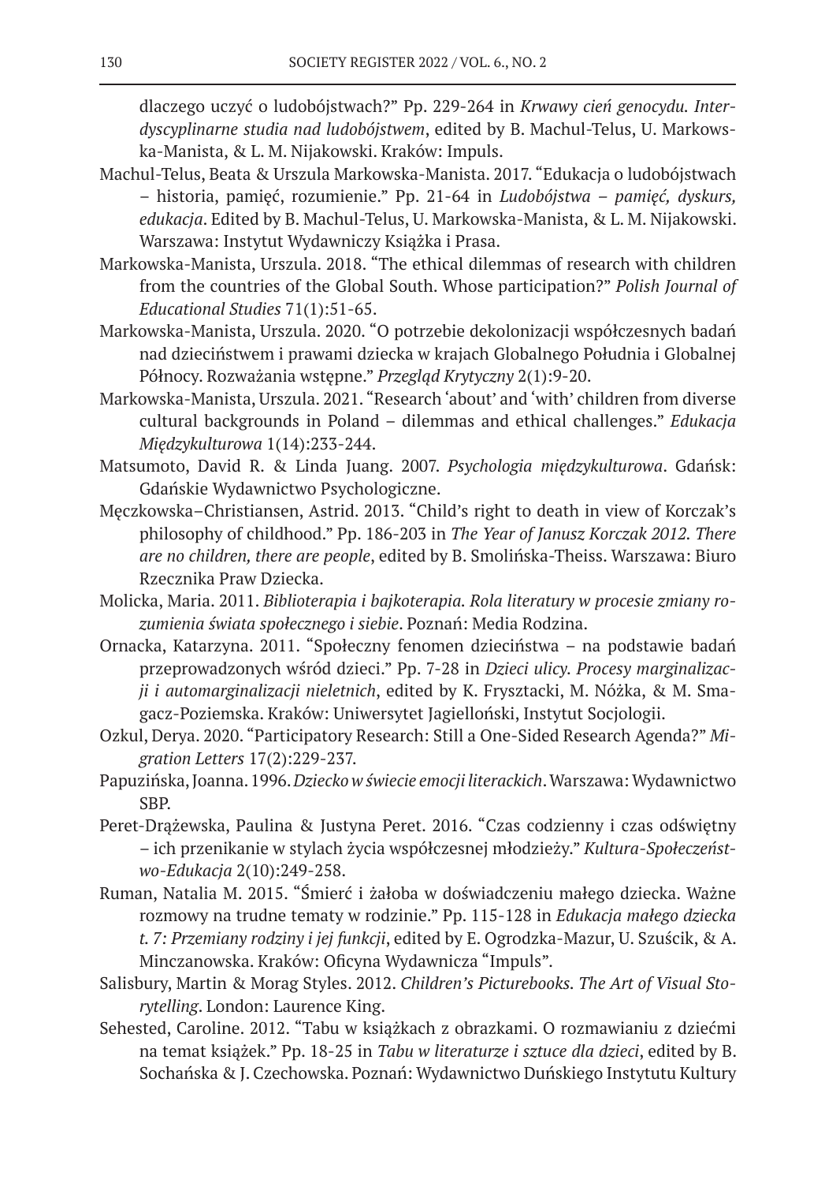dlaczego uczyć o ludobójstwach?" Pp. 229-264 in *Krwawy cień genocydu. Interdyscyplinarne studia nad ludobójstwem*, edited by B. Machul-Telus, U. Markowska-Manista, & L. M. Nijakowski. Kraków: Impuls.

Machul-Telus, Beata & Urszula Markowska-Manista. 2017. "Edukacja o ludobójstwach – historia, pamięć, rozumienie." Pp. 21-64 in *Ludobójstwa – pamięć, dyskurs, edukacja*. Edited by B. Machul-Telus, U. Markowska-Manista, & L. M. Nijakowski. Warszawa: Instytut Wydawniczy Książka i Prasa.

Markowska-Manista, Urszula. 2018. "The ethical dilemmas of research with children from the countries of the Global South. Whose participation?" *Polish Journal of Educational Studies* 71(1):51-65.

Markowska-Manista, Urszula. 2020. "O potrzebie dekolonizacji współczesnych badań nad dzieciństwem i prawami dziecka w krajach Globalnego Południa i Globalnej Północy. Rozważania wstępne." *Przegląd Krytyczny* 2(1):9-20.

Markowska-Manista, Urszula. 2021. "Research 'about' and 'with' children from diverse cultural backgrounds in Poland – dilemmas and ethical challenges." *Edukacja Międzykulturowa* 1(14):233-244.

Matsumoto, David R. & Linda Juang. 2007. *Psychologia międzykulturowa*. Gdańsk: Gdańskie Wydawnictwo Psychologiczne.

Męczkowska–Christiansen, Astrid. 2013. "Child's right to death in view of Korczak's philosophy of childhood." Pp. 186-203 in *The Year of Janusz Korczak 2012. There are no children, there are people*, edited by B. Smolińska-Theiss. Warszawa: Biuro Rzecznika Praw Dziecka.

Molicka, Maria. 2011. *Biblioterapia i bajkoterapia. Rola literatury w procesie zmiany rozumienia świata społecznego i siebie*. Poznań: Media Rodzina.

Ornacka, Katarzyna. 2011. "Społeczny fenomen dzieciństwa – na podstawie badań przeprowadzonych wśród dzieci." Pp. 7-28 in *Dzieci ulicy. Procesy marginalizacji i automarginalizacji nieletnich*, edited by K. Frysztacki, M. Nóżka, & M. Smagacz-Poziemska. Kraków: Uniwersytet Jagielloński, Instytut Socjologii.

Ozkul, Derya. 2020. "Participatory Research: Still a One-Sided Research Agenda?" *Migration Letters* 17(2):229-237.

Papuzińska, Joanna. 1996. *Dziecko w świecie emocji literackich*. Warszawa: Wydawnictwo SBP.

Peret-Drążewska, Paulina & Justyna Peret. 2016. "Czas codzienny i czas odświętny – ich przenikanie w stylach życia współczesnej młodzieży." *Kultura-Społeczeństwo-Edukacja* 2(10):249-258.

Ruman, Natalia M. 2015. "Śmierć i żałoba w doświadczeniu małego dziecka. Ważne rozmowy na trudne tematy w rodzinie." Pp. 115-128 in *Edukacja małego dziecka t. 7: Przemiany rodziny i jej funkcji*, edited by E. Ogrodzka-Mazur, U. Szuścik, & A. Minczanowska. Kraków: Oficyna Wydawnicza "Impuls".

Salisbury, Martin & Morag Styles. 2012. *Children's Picturebooks. The Art of Visual Storytelling*. London: Laurence King.

Sehested, Caroline. 2012. "Tabu w książkach z obrazkami. O rozmawianiu z dziećmi na temat książek." Pp. 18-25 in *Tabu w literaturze i sztuce dla dzieci*, edited by B. Sochańska & J. Czechowska. Poznań: Wydawnictwo Duńskiego Instytutu Kultury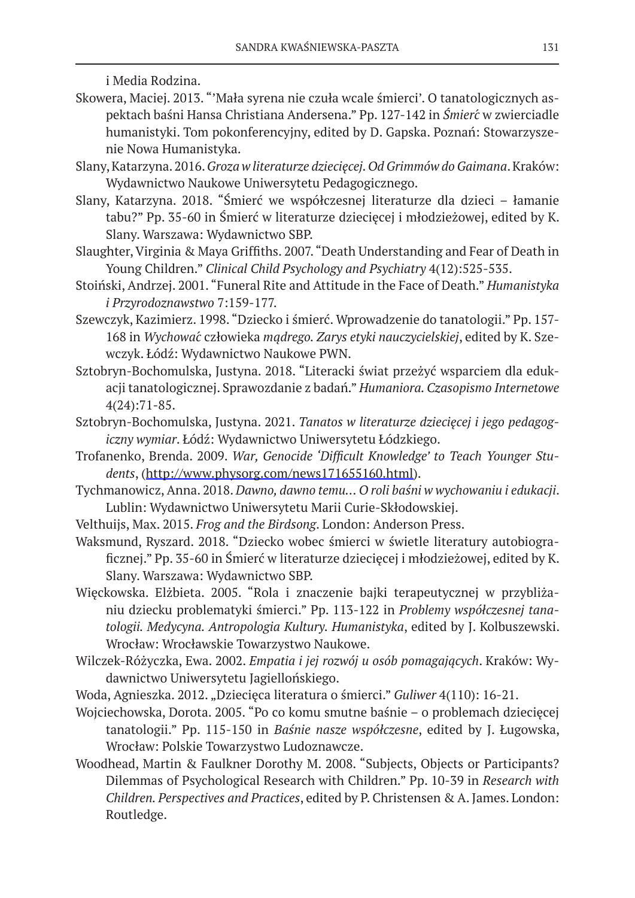i Media Rodzina.

Skowera, Maciej. 2013. "'Mała syrena nie czuła wcale śmierci'. O tanatologicznych aspektach baśni Hansa Christiana Andersena." Pp. 127-142 in *Śmierć* w zwierciadle humanistyki. Tom pokonferencyjny, edited by D. Gapska. Poznań: Stowarzyszenie Nowa Humanistyka.

Slany, Katarzyna. 2016. *Groza w literaturze dziecięcej. Od Grimmów do Gaimana*. Kraków: Wydawnictwo Naukowe Uniwersytetu Pedagogicznego.

Slany, Katarzyna. 2018. "Śmierć we współczesnej literaturze dla dzieci – łamanie tabu?" Pp. 35-60 in Śmierć w literaturze dziecięcej i młodzieżowej, edited by K. Slany. Warszawa: Wydawnictwo SBP.

Slaughter, Virginia & Maya Griffiths. 2007. "Death Understanding and Fear of Death in Young Children." *Clinical Child Psychology and Psychiatry* 4(12):525-535.

Stoiński, Andrzej. 2001. "Funeral Rite and Attitude in the Face of Death." *Humanistyka i Przyrodoznawstwo* 7:159-177.

Szewczyk, Kazimierz. 1998. "Dziecko i śmierć. Wprowadzenie do tanatologii." Pp. 157-168 in *Wychować* człowieka *mądrego. Zarys etyki nauczycielskiej*, edited by K. Szewczyk. Łódź: Wydawnictwo Naukowe PWN.

Sztobryn-Bochomulska, Justyna. 2018. "Literacki świat przeżyć wsparciem dla edukacji tanatologicznej. Sprawozdanie z badań." *Humaniora. Czasopismo Internetowe* 4(24):71-85.

Sztobryn-Bochomulska, Justyna. 2021. *Tanatos w literaturze dziecięcej i jego pedagogiczny wymiar*. Łódź: Wydawnictwo Uniwersytetu Łódzkiego.

Trofanenko, Brenda. 2009. *War, Genocide 'Difficult Knowledge' to Teach Younger Students*, (http://www.physorg.com/news171655160.html).

Tychmanowicz, Anna. 2018. *Dawno, dawno temu… O roli baśni w wychowaniu i edukacji*. Lublin: Wydawnictwo Uniwersytetu Marii Curie-Skłodowskiej.

Velthuijs, Max. 2015. *Frog and the Birdsong*. London: Anderson Press.

Waksmund, Ryszard. 2018. "Dziecko wobec śmierci w świetle literatury autobiograficznej." Pp. 35-60 in Śmierć w literaturze dziecięcej i młodzieżowej, edited by K. Slany. Warszawa: Wydawnictwo SBP.

Więckowska. Elżbieta. 2005. "Rola i znaczenie bajki terapeutycznej w przybliżaniu dziecku problematyki śmierci." Pp. 113-122 in *Problemy współczesnej tanatologii. Medycyna. Antropologia Kultury. Humanistyka*, edited by J. Kolbuszewski. Wrocław: Wrocławskie Towarzystwo Naukowe.

Wilczek-Różyczka, Ewa. 2002. *Empatia i jej rozwój u osób pomagających*. Kraków: Wydawnictwo Uniwersytetu Jagiellońskiego.

Woda, Agnieszka. 2012. „Dziecięca literatura o śmierci." *Guliwer* 4(110): 16-21.

Wojciechowska, Dorota. 2005. "Po co komu smutne baśnie – o problemach dziecięcej tanatologii." Pp. 115-150 in *Baśnie nasze współczesne*, edited by J. Ługowska, Wrocław: Polskie Towarzystwo Ludoznawcze.

Woodhead, Martin & Faulkner Dorothy M. 2008. "Subjects, Objects or Participants? Dilemmas of Psychological Research with Children." Pp. 10-39 in *Research with Children. Perspectives and Practices*, edited by P. Christensen & A. James. London: Routledge.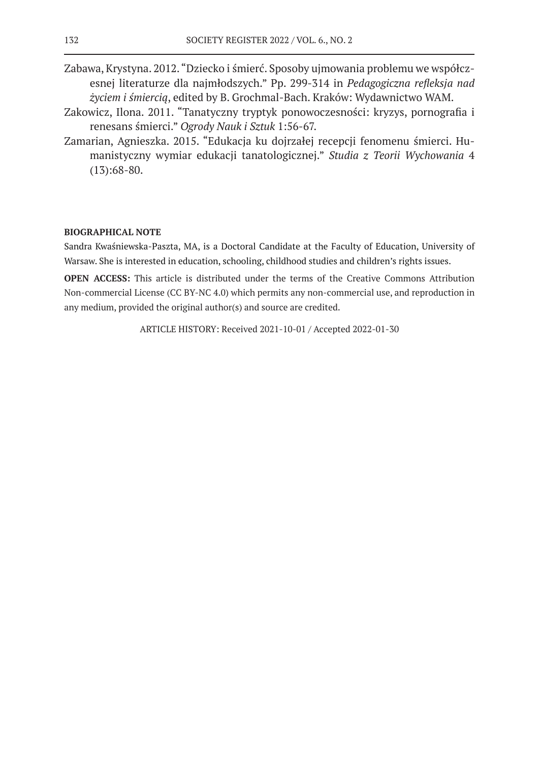Zabawa, Krystyna. 2012. "Dziecko i śmierć. Sposoby ujmowania problemu we współczesnej literaturze dla najmłodszych." Pp. 299-314 in *Pedagogiczna refleksja nad życiem i śmiercią*, edited by B. Grochmal-Bach. Kraków: Wydawnictwo WAM.

Zakowicz, Ilona. 2011. "Tanatyczny tryptyk ponowoczesności: kryzys, pornografia i renesans śmierci." *Ogrody Nauk i Sztuk* 1:56-67.

Zamarian, Agnieszka. 2015. "Edukacja ku dojrzałej recepcji fenomenu śmierci. Humanistyczny wymiar edukacji tanatologicznej." *Studia z Teorii Wychowania* 4 (13):68-80.

**BIOGRAPHICAL NOTE**

Sandra Kwaśniewska-Paszta, MA, is a Doctoral Candidate at the Faculty of Education, University of Warsaw. She is interested in education, schooling, childhood studies and children's rights issues.

**OPEN ACCESS:** This article is distributed under the terms of the Creative Commons Attribution Non-commercial License (CC BY-NC 4.0) which permits any non-commercial use, and reproduction in any medium, provided the original author(s) and source are credited.

ARTICLE HISTORY: Received 2021-10-01 / Accepted 2022-01-30